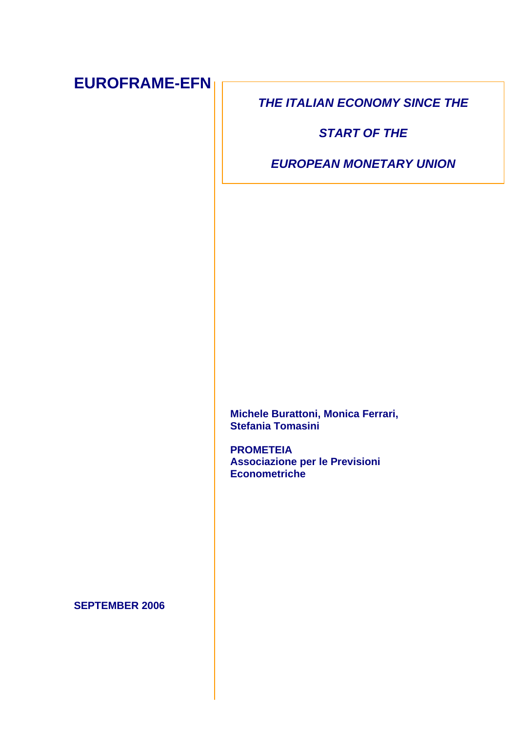**EUROFRAME-EFN**

# *THE ITALIAN ECONOMY SINCE THE START OF THE EUROPEAN MONETARY UNION*

**Michele Burattoni, Monica Ferrari, Stefania Tomasini**

**PROMETEIA**
**Associazione per le Previsioni Econometriche**

**SEPTEMBER 2006**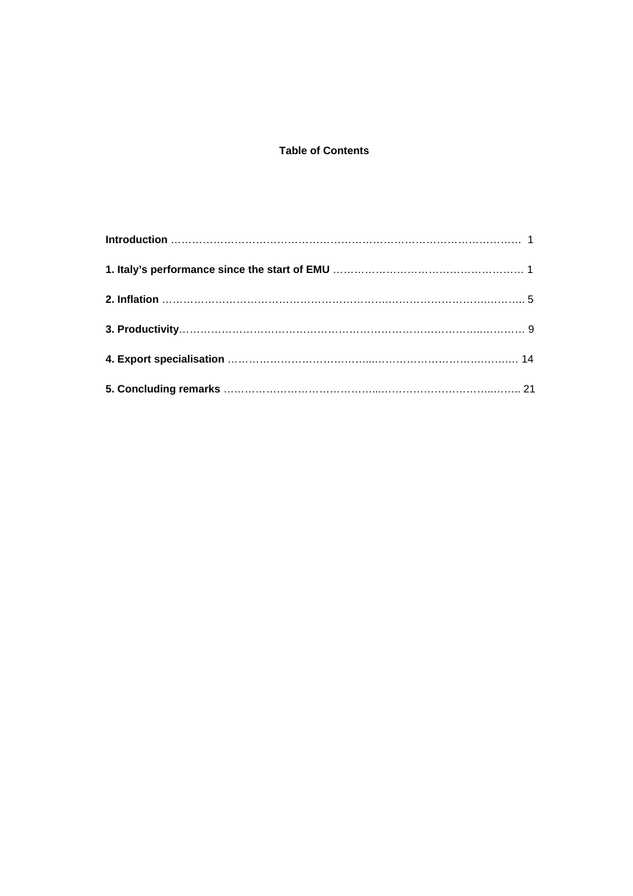## Table of Contents

**Introduction** ……………………………………………………………………………………… 1

**1. Italy's performance since the start of EMU** ……………………………………………… 1

**2. Inflation** ……………………………………………………………………………………… 5

**3. Productivity**………………………………………………………………………………… 9

**4. Export specialisation** …………………………………………………………………… 14

**5. Concluding remarks** ……………………………………………………………………… 21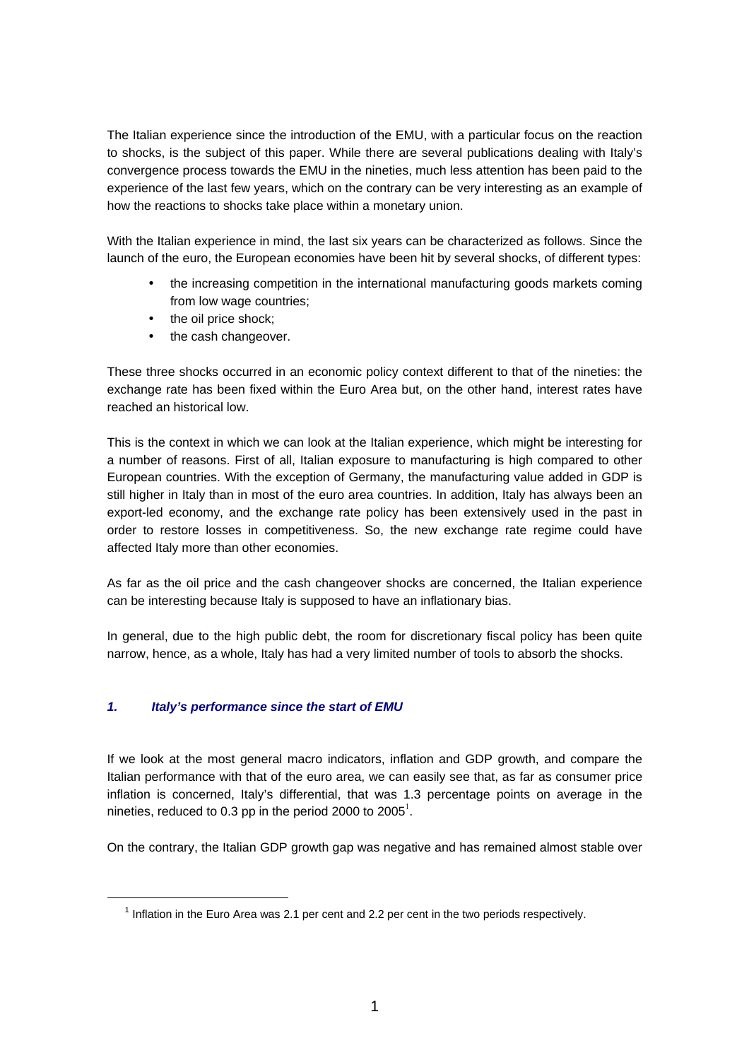The Italian experience since the introduction of the EMU, with a particular focus on the reaction to shocks, is the subject of this paper. While there are several publications dealing with Italy's convergence process towards the EMU in the nineties, much less attention has been paid to the experience of the last few years, which on the contrary can be very interesting as an example of how the reactions to shocks take place within a monetary union.

With the Italian experience in mind, the last six years can be characterized as follows. Since the launch of the euro, the European economies have been hit by several shocks, of different types:

- the increasing competition in the international manufacturing goods markets coming from low wage countries;
- the oil price shock;
- the cash changeover.

These three shocks occurred in an economic policy context different to that of the nineties: the exchange rate has been fixed within the Euro Area but, on the other hand, interest rates have reached an historical low.

This is the context in which we can look at the Italian experience, which might be interesting for a number of reasons. First of all, Italian exposure to manufacturing is high compared to other European countries. With the exception of Germany, the manufacturing value added in GDP is still higher in Italy than in most of the euro area countries. In addition, Italy has always been an export-led economy, and the exchange rate policy has been extensively used in the past in order to restore losses in competitiveness. So, the new exchange rate regime could have affected Italy more than other economies.

As far as the oil price and the cash changeover shocks are concerned, the Italian experience can be interesting because Italy is supposed to have an inflationary bias.

In general, due to the high public debt, the room for discretionary fiscal policy has been quite narrow, hence, as a whole, Italy has had a very limited number of tools to absorb the shocks.

## *1. Italy's performance since the start of EMU*

If we look at the most general macro indicators, inflation and GDP growth, and compare the Italian performance with that of the euro area, we can easily see that, as far as consumer price inflation is concerned, Italy's differential, that was 1.3 percentage points on average in the nineties, reduced to 0.3 pp in the period 2000 to 2005[1].

On the contrary, the Italian GDP growth gap was negative and has remained almost stable over

[1] Inflation in the Euro Area was 2.1 per cent and 2.2 per cent in the two periods respectively.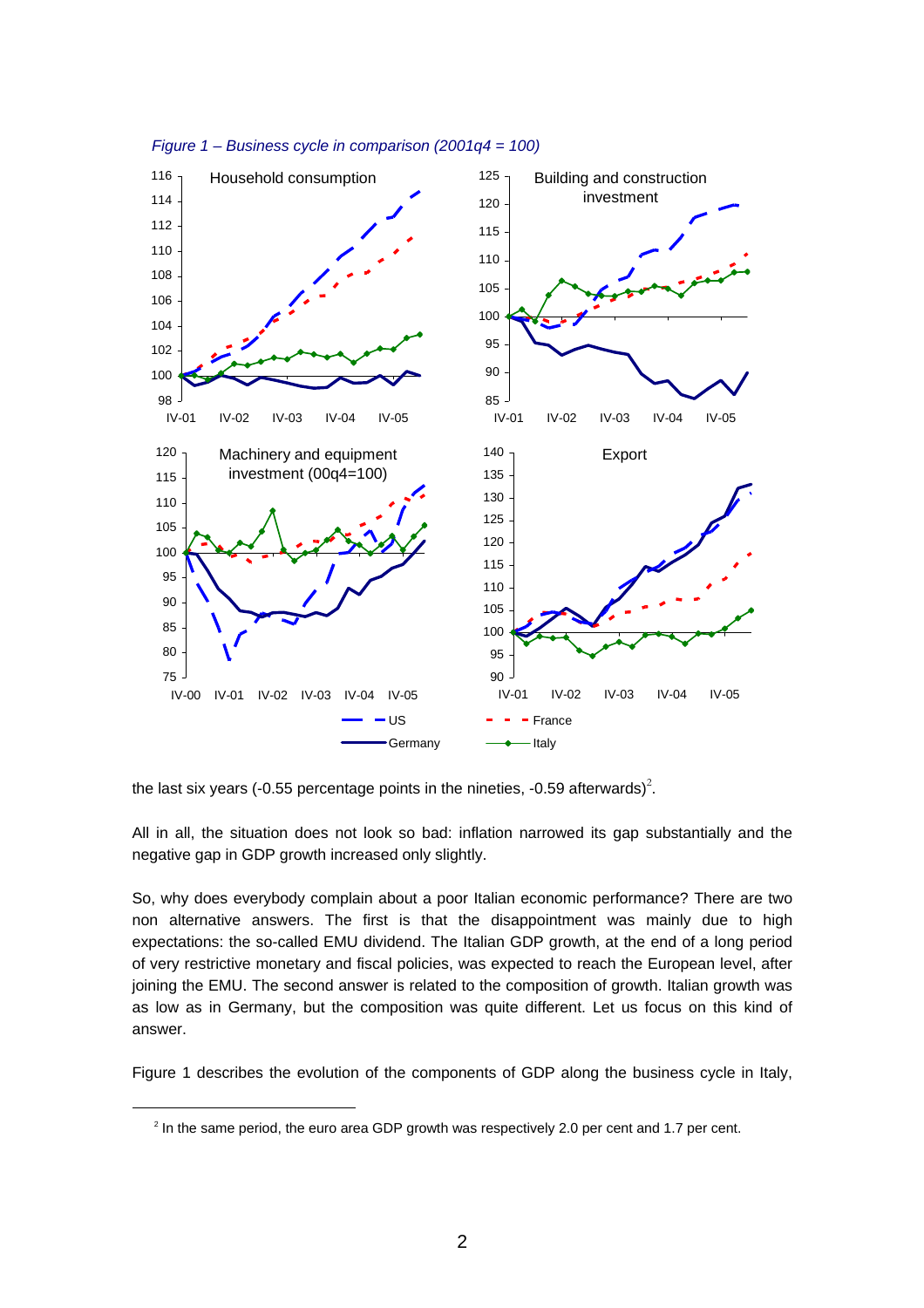*Figure 1 – Business cycle in comparison (2001q4 = 100)*

the last six years (-0.55 percentage points in the nineties, -0.59 afterwards)[2].

All in all, the situation does not look so bad: inflation narrowed its gap substantially and the negative gap in GDP growth increased only slightly.

So, why does everybody complain about a poor Italian economic performance? There are two non alternative answers. The first is that the disappointment was mainly due to high expectations: the so-called EMU dividend. The Italian GDP growth, at the end of a long period of very restrictive monetary and fiscal policies, was expected to reach the European level, after joining the EMU. The second answer is related to the composition of growth. Italian growth was as low as in Germany, but the composition was quite different. Let us focus on this kind of answer.

Figure 1 describes the evolution of the components of GDP along the business cycle in Italy,

[2] In the same period, the euro area GDP growth was respectively 2.0 per cent and 1.7 per cent.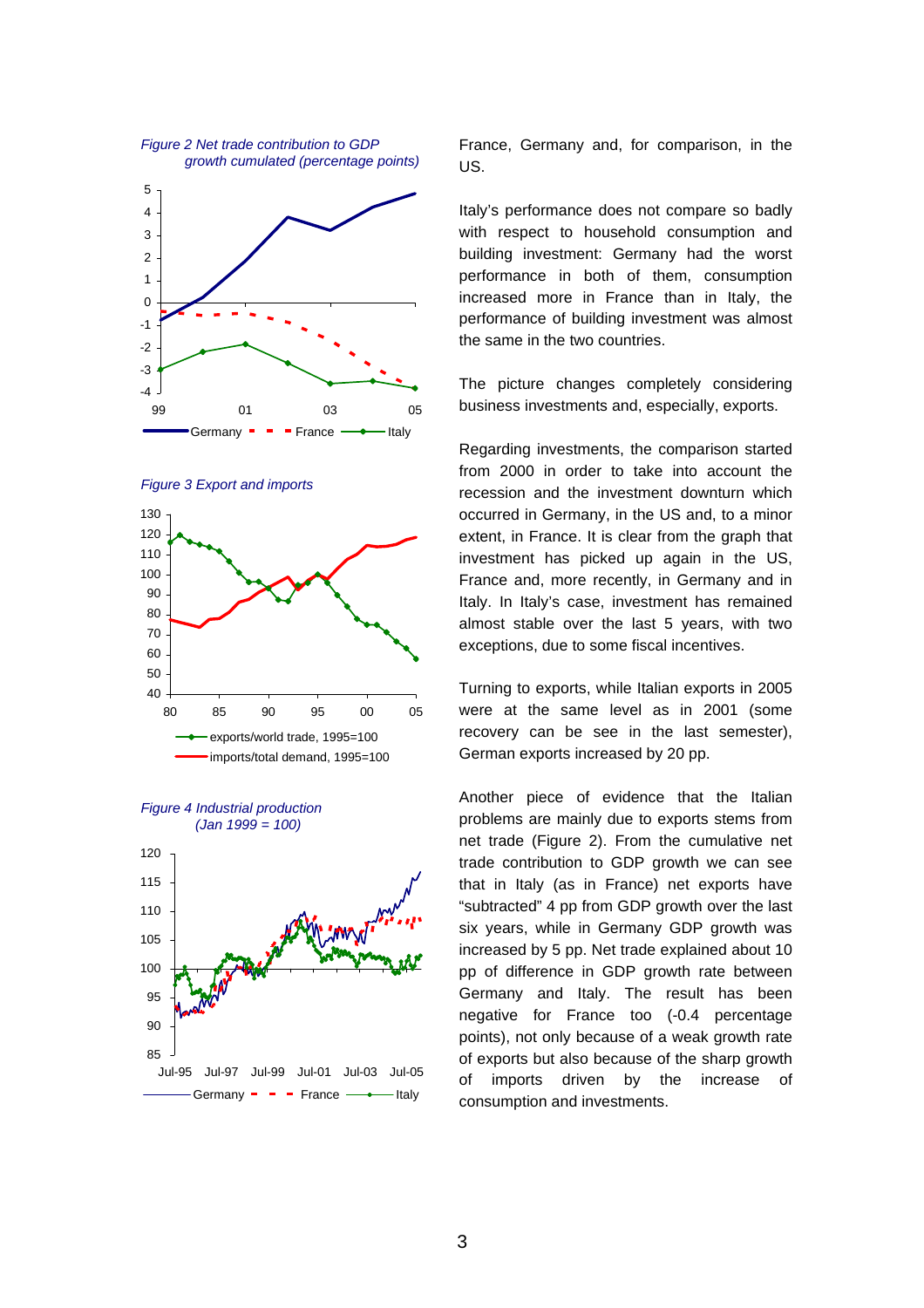*Figure 2 Net trade contribution to GDP growth cumulated (percentage points)*

*Figure 3 Export and imports*

*Figure 4 Industrial production (Jan 1999 = 100)*

France, Germany and, for comparison, in the US.

Italy's performance does not compare so badly with respect to household consumption and building investment: Germany had the worst performance in both of them, consumption increased more in France than in Italy, the performance of building investment was almost the same in the two countries.

The picture changes completely considering business investments and, especially, exports.

Regarding investments, the comparison started from 2000 in order to take into account the recession and the investment downturn which occurred in Germany, in the US and, to a minor extent, in France. It is clear from the graph that investment has picked up again in the US, France and, more recently, in Germany and in Italy. In Italy's case, investment has remained almost stable over the last 5 years, with two exceptions, due to some fiscal incentives.

Turning to exports, while Italian exports in 2005 were at the same level as in 2001 (some recovery can be see in the last semester), German exports increased by 20 pp.

Another piece of evidence that the Italian problems are mainly due to exports stems from net trade (Figure 2). From the cumulative net trade contribution to GDP growth we can see that in Italy (as in France) net exports have "subtracted" 4 pp from GDP growth over the last six years, while in Germany GDP growth was increased by 5 pp. Net trade explained about 10 pp of difference in GDP growth rate between Germany and Italy. The result has been negative for France too (-0.4 percentage points), not only because of a weak growth rate of exports but also because of the sharp growth of imports driven by the increase of consumption and investments.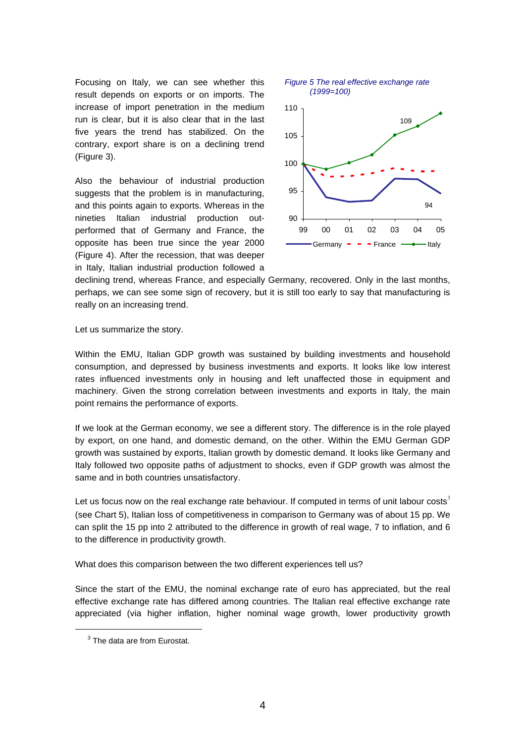Focusing on Italy, we can see whether this result depends on exports or on imports. The increase of import penetration in the medium run is clear, but it is also clear that in the last five years the trend has stabilized. On the contrary, export share is on a declining trend (Figure 3).

Also the behaviour of industrial production suggests that the problem is in manufacturing, and this points again to exports. Whereas in the nineties Italian industrial production out-performed that of Germany and France, the opposite has been true since the year 2000 (Figure 4). After the recession, that was deeper in Italy, Italian industrial production followed a declining trend, whereas France, and especially Germany, recovered. Only in the last months, perhaps, we can see some sign of recovery, but it is still too early to say that manufacturing is really on an increasing trend.

*Figure 5 The real effective exchange rate (1999=100)*

Let us summarize the story.

Within the EMU, Italian GDP growth was sustained by building investments and household consumption, and depressed by business investments and exports. It looks like low interest rates influenced investments only in housing and left unaffected those in equipment and machinery. Given the strong correlation between investments and exports in Italy, the main point remains the performance of exports.

If we look at the German economy, we see a different story. The difference is in the role played by export, on one hand, and domestic demand, on the other. Within the EMU German GDP growth was sustained by exports, Italian growth by domestic demand. It looks like Germany and Italy followed two opposite paths of adjustment to shocks, even if GDP growth was almost the same and in both countries unsatisfactory.

Let us focus now on the real exchange rate behaviour. If computed in terms of unit labour costs[3] (see Chart 5), Italian loss of competitiveness in comparison to Germany was of about 15 pp. We can split the 15 pp into 2 attributed to the difference in growth of real wage, 7 to inflation, and 6 to the difference in productivity growth.

What does this comparison between the two different experiences tell us?

Since the start of the EMU, the nominal exchange rate of euro has appreciated, but the real effective exchange rate has differed among countries. The Italian real effective exchange rate appreciated (via higher inflation, higher nominal wage growth, lower productivity growth

[3] The data are from Eurostat.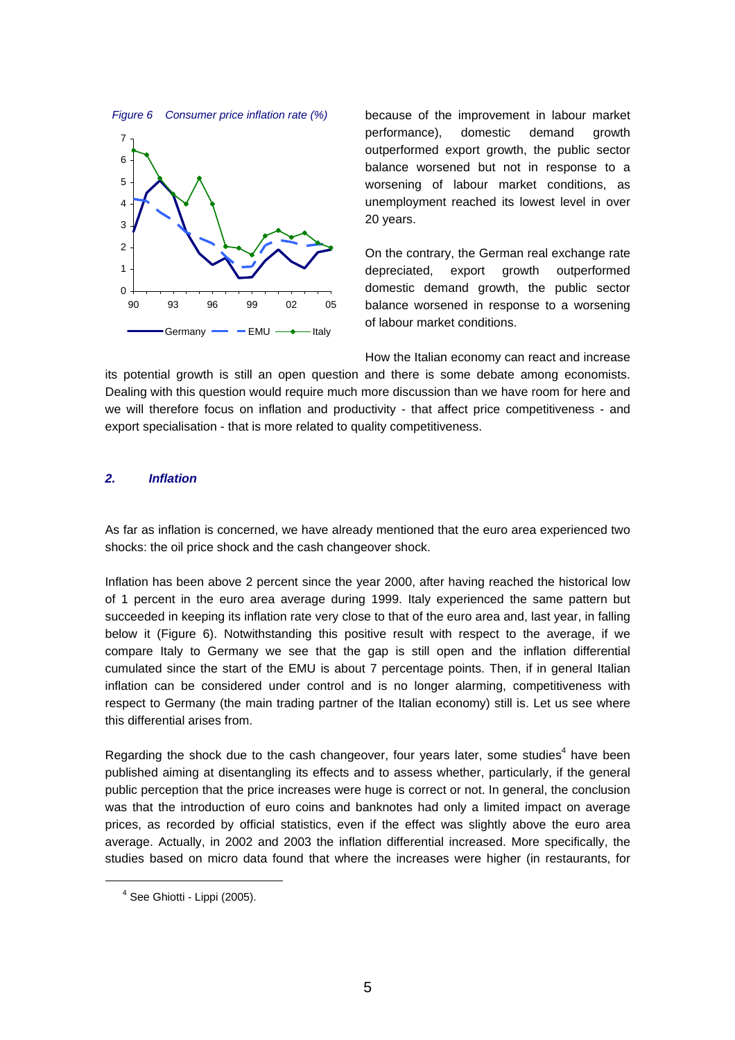*Figure 6 Consumer price inflation rate (%)*

because of the improvement in labour market performance), domestic demand growth outperformed export growth, the public sector balance worsened but not in response to a worsening of labour market conditions, as unemployment reached its lowest level in over 20 years.

On the contrary, the German real exchange rate depreciated, export growth outperformed domestic demand growth, the public sector balance worsened in response to a worsening of labour market conditions.

How the Italian economy can react and increase its potential growth is still an open question and there is some debate among economists. Dealing with this question would require much more discussion than we have room for here and we will therefore focus on inflation and productivity - that affect price competitiveness - and export specialisation - that is more related to quality competitiveness.

## *2. Inflation*

As far as inflation is concerned, we have already mentioned that the euro area experienced two shocks: the oil price shock and the cash changeover shock.

Inflation has been above 2 percent since the year 2000, after having reached the historical low of 1 percent in the euro area average during 1999. Italy experienced the same pattern but succeeded in keeping its inflation rate very close to that of the euro area and, last year, in falling below it (Figure 6). Notwithstanding this positive result with respect to the average, if we compare Italy to Germany we see that the gap is still open and the inflation differential cumulated since the start of the EMU is about 7 percentage points. Then, if in general Italian inflation can be considered under control and is no longer alarming, competitiveness with respect to Germany (the main trading partner of the Italian economy) still is. Let us see where this differential arises from.

Regarding the shock due to the cash changeover, four years later, some studies[4] have been published aiming at disentangling its effects and to assess whether, particularly, if the general public perception that the price increases were huge is correct or not. In general, the conclusion was that the introduction of euro coins and banknotes had only a limited impact on average prices, as recorded by official statistics, even if the effect was slightly above the euro area average. Actually, in 2002 and 2003 the inflation differential increased. More specifically, the studies based on micro data found that where the increases were higher (in restaurants, for

[4] See Ghiotti - Lippi (2005).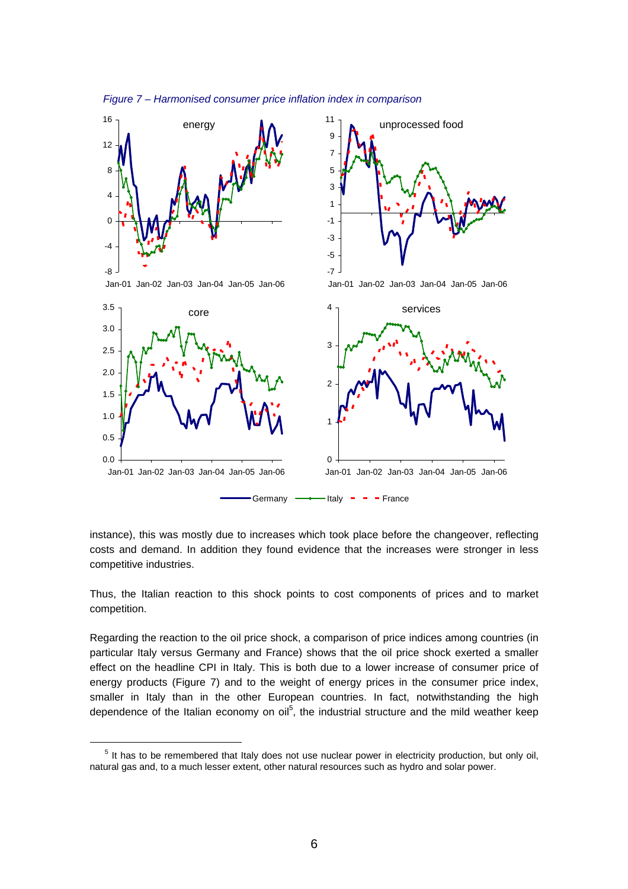*Figure 7 – Harmonised consumer price inflation index in comparison*

instance), this was mostly due to increases which took place before the changeover, reflecting costs and demand. In addition they found evidence that the increases were stronger in less competitive industries.

Thus, the Italian reaction to this shock points to cost components of prices and to market competition.

Regarding the reaction to the oil price shock, a comparison of price indices among countries (in particular Italy versus Germany and France) shows that the oil price shock exerted a smaller effect on the headline CPI in Italy. This is both due to a lower increase of consumer price of energy products (Figure 7) and to the weight of energy prices in the consumer price index, smaller in Italy than in the other European countries. In fact, notwithstanding the high dependence of the Italian economy on oil[5], the industrial structure and the mild weather keep

[5] It has to be remembered that Italy does not use nuclear power in electricity production, but only oil, natural gas and, to a much lesser extent, other natural resources such as hydro and solar power.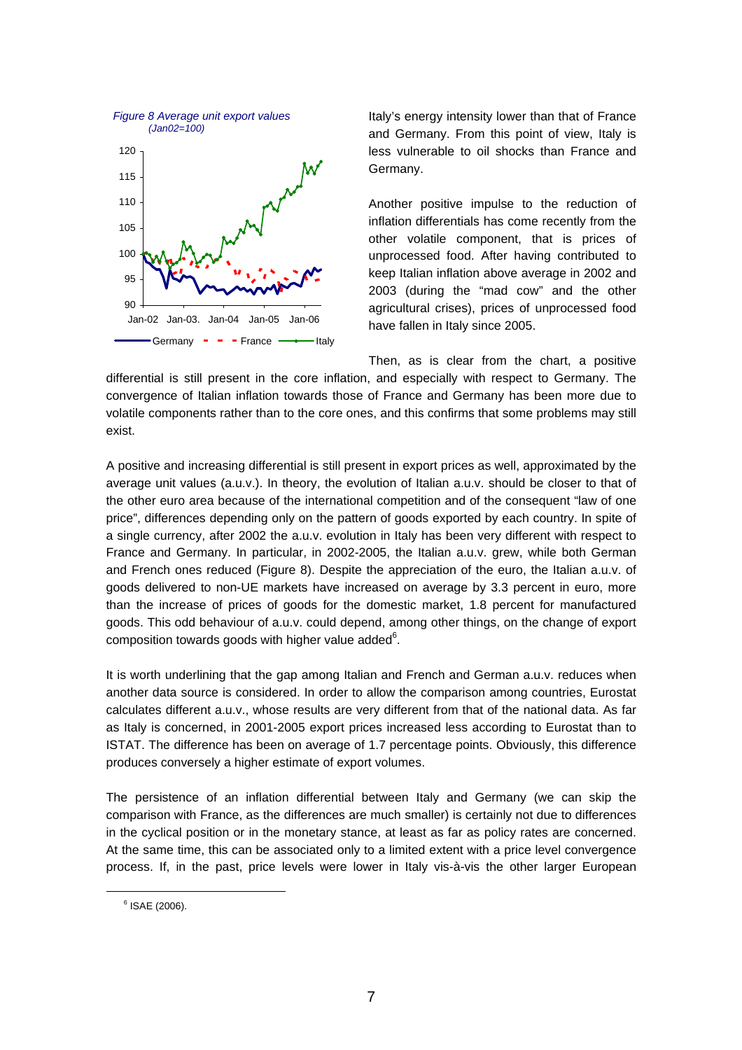*Figure 8 Average unit export values (Jan02=100)*

Italy's energy intensity lower than that of France and Germany. From this point of view, Italy is less vulnerable to oil shocks than France and Germany.

Another positive impulse to the reduction of inflation differentials has come recently from the other volatile component, that is prices of unprocessed food. After having contributed to keep Italian inflation above average in 2002 and 2003 (during the "mad cow" and the other agricultural crises), prices of unprocessed food have fallen in Italy since 2005.

Then, as is clear from the chart, a positive differential is still present in the core inflation, and especially with respect to Germany. The convergence of Italian inflation towards those of France and Germany has been more due to volatile components rather than to the core ones, and this confirms that some problems may still exist.

A positive and increasing differential is still present in export prices as well, approximated by the average unit values (a.u.v.). In theory, the evolution of Italian a.u.v. should be closer to that of the other euro area because of the international competition and of the consequent "law of one price", differences depending only on the pattern of goods exported by each country. In spite of a single currency, after 2002 the a.u.v. evolution in Italy has been very different with respect to France and Germany. In particular, in 2002-2005, the Italian a.u.v. grew, while both German and French ones reduced (Figure 8). Despite the appreciation of the euro, the Italian a.u.v. of goods delivered to non-UE markets have increased on average by 3.3 percent in euro, more than the increase of prices of goods for the domestic market, 1.8 percent for manufactured goods. This odd behaviour of a.u.v. could depend, among other things, on the change of export composition towards goods with higher value added[6].

It is worth underlining that the gap among Italian and French and German a.u.v. reduces when another data source is considered. In order to allow the comparison among countries, Eurostat calculates different a.u.v., whose results are very different from that of the national data. As far as Italy is concerned, in 2001-2005 export prices increased less according to Eurostat than to ISTAT. The difference has been on average of 1.7 percentage points. Obviously, this difference produces conversely a higher estimate of export volumes.

The persistence of an inflation differential between Italy and Germany (we can skip the comparison with France, as the differences are much smaller) is certainly not due to differences in the cyclical position or in the monetary stance, at least as far as policy rates are concerned. At the same time, this can be associated only to a limited extent with a price level convergence process. If, in the past, price levels were lower in Italy vis-à-vis the other larger European

[6] ISAE (2006).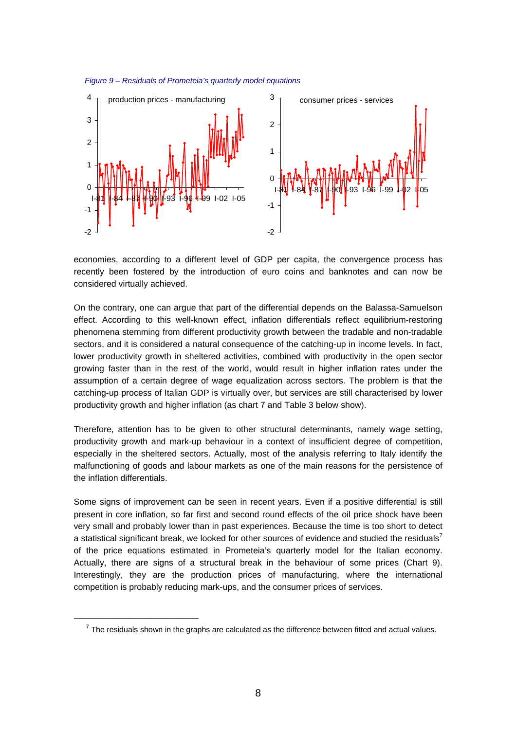*Figure 9 – Residuals of Prometeia's quarterly model equations*

economies, according to a different level of GDP per capita, the convergence process has recently been fostered by the introduction of euro coins and banknotes and can now be considered virtually achieved.

On the contrary, one can argue that part of the differential depends on the Balassa-Samuelson effect. According to this well-known effect, inflation differentials reflect equilibrium-restoring phenomena stemming from different productivity growth between the tradable and non-tradable sectors, and it is considered a natural consequence of the catching-up in income levels. In fact, lower productivity growth in sheltered activities, combined with productivity in the open sector growing faster than in the rest of the world, would result in higher inflation rates under the assumption of a certain degree of wage equalization across sectors. The problem is that the catching-up process of Italian GDP is virtually over, but services are still characterised by lower productivity growth and higher inflation (as chart 7 and Table 3 below show).

Therefore, attention has to be given to other structural determinants, namely wage setting, productivity growth and mark-up behaviour in a context of insufficient degree of competition, especially in the sheltered sectors. Actually, most of the analysis referring to Italy identify the malfunctioning of goods and labour markets as one of the main reasons for the persistence of the inflation differentials.

Some signs of improvement can be seen in recent years. Even if a positive differential is still present in core inflation, so far first and second round effects of the oil price shock have been very small and probably lower than in past experiences. Because the time is too short to detect a statistical significant break, we looked for other sources of evidence and studied the residuals[7] of the price equations estimated in Prometeia's quarterly model for the Italian economy. Actually, there are signs of a structural break in the behaviour of some prices (Chart 9). Interestingly, they are the production prices of manufacturing, where the international competition is probably reducing mark-ups, and the consumer prices of services.

[7] The residuals shown in the graphs are calculated as the difference between fitted and actual values.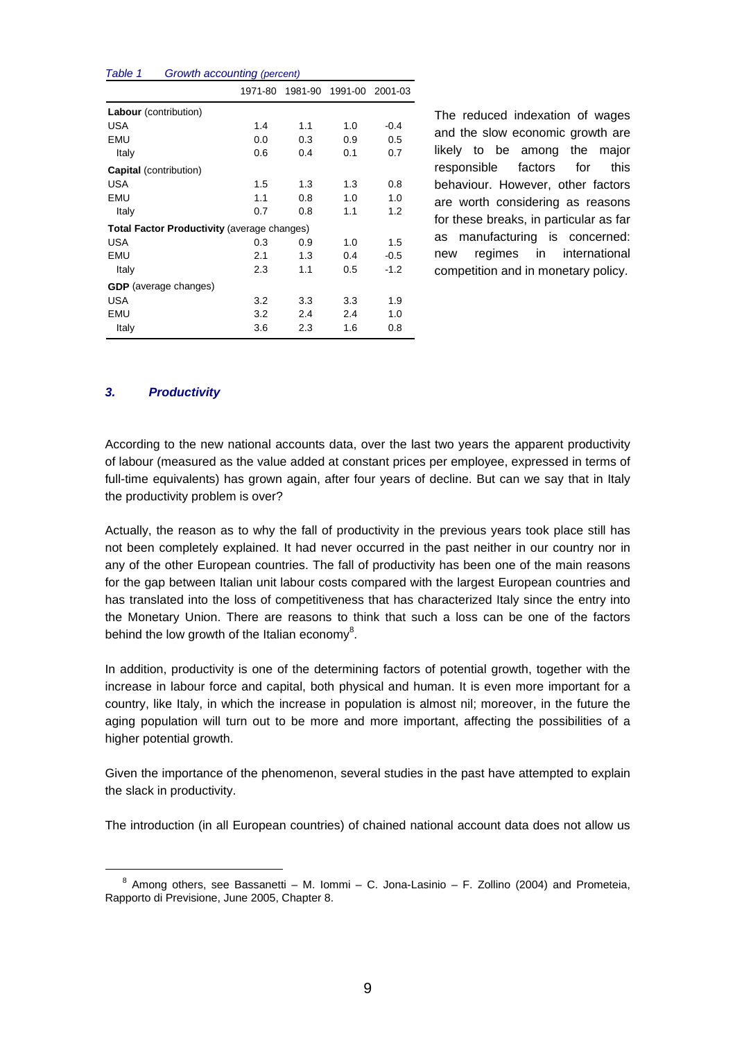*Table 1 Growth accounting (percent)*

| | 1971-80 | 1981-90 | 1991-00 | 2001-03 |
|---|---|---|---|---|
| **Labour** (contribution) | | | | |
| USA | 1.4 | 1.1 | 1.0 | -0.4 |
| EMU | 0.0 | 0.3 | 0.9 | 0.5 |
| Italy | 0.6 | 0.4 | 0.1 | 0.7 |
| **Capital** (contribution) | | | | |
| USA | 1.5 | 1.3 | 1.3 | 0.8 |
| EMU | 1.1 | 0.8 | 1.0 | 1.0 |
| Italy | 0.7 | 0.8 | 1.1 | 1.2 |
| **Total Factor Productivity** (average changes) | | | | |
| USA | 0.3 | 0.9 | 1.0 | 1.5 |
| EMU | 2.1 | 1.3 | 0.4 | -0.5 |
| Italy | 2.3 | 1.1 | 0.5 | -1.2 |
| **GDP** (average changes) | | | | |
| USA | 3.2 | 3.3 | 3.3 | 1.9 |
| EMU | 3.2 | 2.4 | 2.4 | 1.0 |
| Italy | 3.6 | 2.3 | 1.6 | 0.8 |

The reduced indexation of wages and the slow economic growth are likely to be among the major responsible factors for this behaviour. However, other factors are worth considering as reasons for these breaks, in particular as far as manufacturing is concerned: new regimes in international competition and in monetary policy.

### *3. Productivity*

According to the new national accounts data, over the last two years the apparent productivity of labour (measured as the value added at constant prices per employee, expressed in terms of full-time equivalents) has grown again, after four years of decline. But can we say that in Italy the productivity problem is over?

Actually, the reason as to why the fall of productivity in the previous years took place still has not been completely explained. It had never occurred in the past neither in our country nor in any of the other European countries. The fall of productivity has been one of the main reasons for the gap between Italian unit labour costs compared with the largest European countries and has translated into the loss of competitiveness that has characterized Italy since the entry into the Monetary Union. There are reasons to think that such a loss can be one of the factors behind the low growth of the Italian economy[8].

In addition, productivity is one of the determining factors of potential growth, together with the increase in labour force and capital, both physical and human. It is even more important for a country, like Italy, in which the increase in population is almost nil; moreover, in the future the aging population will turn out to be more and more important, affecting the possibilities of a higher potential growth.

Given the importance of the phenomenon, several studies in the past have attempted to explain the slack in productivity.

The introduction (in all European countries) of chained national account data does not allow us

[8] Among others, see Bassanetti – M. Iommi – C. Jona-Lasinio – F. Zollino (2004) and Prometeia, Rapporto di Previsione, June 2005, Chapter 8.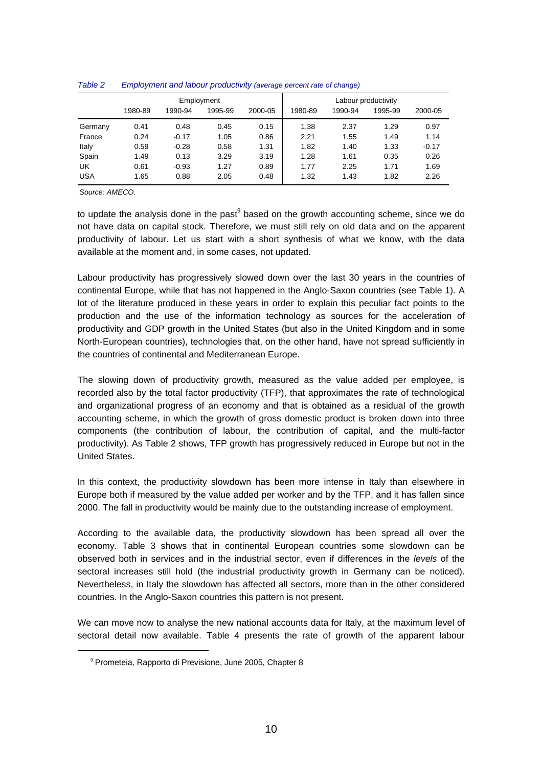*Table 2 Employment and labour productivity (average percent rate of change)*

| | Employment | | | | Labour productivity | | | |
|---|---|---|---|---|---|---|---|---|
| | 1980-89 | 1990-94 | 1995-99 | 2000-05 | 1980-89 | 1990-94 | 1995-99 | 2000-05 |
| Germany | 0.41 | 0.48 | 0.45 | 0.15 | 1.38 | 2.37 | 1.29 | 0.97 |
| France | 0.24 | -0.17 | 1.05 | 0.86 | 2.21 | 1.55 | 1.49 | 1.14 |
| Italy | 0.59 | -0.28 | 0.58 | 1.31 | 1.82 | 1.40 | 1.33 | -0.17 |
| Spain | 1.49 | 0.13 | 3.29 | 3.19 | 1.28 | 1.61 | 0.35 | 0.26 |
| UK | 0.61 | -0.93 | 1.27 | 0.89 | 1.77 | 2.25 | 1.71 | 1.69 |
| USA | 1.65 | 0.88 | 2.05 | 0.48 | 1.32 | 1.43 | 1.82 | 2.26 |

*Source: AMECO.*

to update the analysis done in the past[9] based on the growth accounting scheme, since we do not have data on capital stock. Therefore, we must still rely on old data and on the apparent productivity of labour. Let us start with a short synthesis of what we know, with the data available at the moment and, in some cases, not updated.

Labour productivity has progressively slowed down over the last 30 years in the countries of continental Europe, while that has not happened in the Anglo-Saxon countries (see Table 1). A lot of the literature produced in these years in order to explain this peculiar fact points to the production and the use of the information technology as sources for the acceleration of productivity and GDP growth in the United States (but also in the United Kingdom and in some North-European countries), technologies that, on the other hand, have not spread sufficiently in the countries of continental and Mediterranean Europe.

The slowing down of productivity growth, measured as the value added per employee, is recorded also by the total factor productivity (TFP), that approximates the rate of technological and organizational progress of an economy and that is obtained as a residual of the growth accounting scheme, in which the growth of gross domestic product is broken down into three components (the contribution of labour, the contribution of capital, and the multi-factor productivity). As Table 2 shows, TFP growth has progressively reduced in Europe but not in the United States.

In this context, the productivity slowdown has been more intense in Italy than elsewhere in Europe both if measured by the value added per worker and by the TFP, and it has fallen since 2000. The fall in productivity would be mainly due to the outstanding increase of employment.

According to the available data, the productivity slowdown has been spread all over the economy. Table 3 shows that in continental European countries some slowdown can be observed both in services and in the industrial sector, even if differences in the *levels* of the sectoral increases still hold (the industrial productivity growth in Germany can be noticed). Nevertheless, in Italy the slowdown has affected all sectors, more than in the other considered countries. In the Anglo-Saxon countries this pattern is not present.

We can move now to analyse the new national accounts data for Italy, at the maximum level of sectoral detail now available. Table 4 presents the rate of growth of the apparent labour

[9] Prometeia, Rapporto di Previsione, June 2005, Chapter 8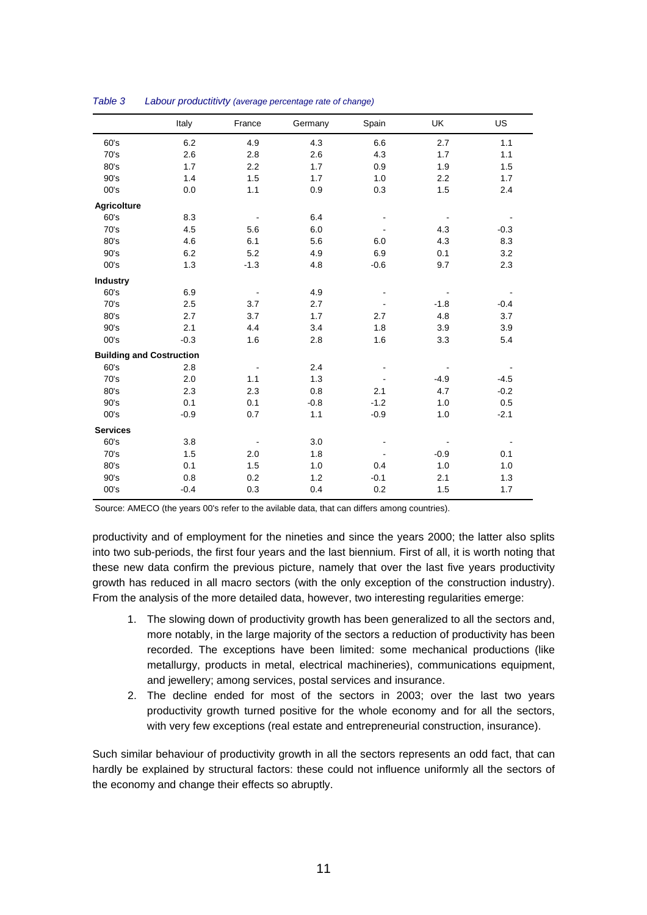*Table 3 Labour productivity (average percentage rate of change)*

| | Italy | France | Germany | Spain | UK | US |
|---|---|---|---|---|---|---|
| 60's | 6.2 | 4.9 | 4.3 | 6.6 | 2.7 | 1.1 |
| 70's | 2.6 | 2.8 | 2.6 | 4.3 | 1.7 | 1.1 |
| 80's | 1.7 | 2.2 | 1.7 | 0.9 | 1.9 | 1.5 |
| 90's | 1.4 | 1.5 | 1.7 | 1.0 | 2.2 | 1.7 |
| 00's | 0.0 | 1.1 | 0.9 | 0.3 | 1.5 | 2.4 |
| **Agricolture** | | | | | | |
| 60's | 8.3 | - | 6.4 | - | - | - |
| 70's | 4.5 | 5.6 | 6.0 | - | 4.3 | -0.3 |
| 80's | 4.6 | 6.1 | 5.6 | 6.0 | 4.3 | 8.3 |
| 90's | 6.2 | 5.2 | 4.9 | 6.9 | 0.1 | 3.2 |
| 00's | 1.3 | -1.3 | 4.8 | -0.6 | 9.7 | 2.3 |
| **Industry** | | | | | | |
| 60's | 6.9 | - | 4.9 | - | - | - |
| 70's | 2.5 | 3.7 | 2.7 | - | -1.8 | -0.4 |
| 80's | 2.7 | 3.7 | 1.7 | 2.7 | 4.8 | 3.7 |
| 90's | 2.1 | 4.4 | 3.4 | 1.8 | 3.9 | 3.9 |
| 00's | -0.3 | 1.6 | 2.8 | 1.6 | 3.3 | 5.4 |
| **Building and Costruction** | | | | | | |
| 60's | 2.8 | - | 2.4 | - | - | - |
| 70's | 2.0 | 1.1 | 1.3 | - | -4.9 | -4.5 |
| 80's | 2.3 | 2.3 | 0.8 | 2.1 | 4.7 | -0.2 |
| 90's | 0.1 | 0.1 | -0.8 | -1.2 | 1.0 | 0.5 |
| 00's | -0.9 | 0.7 | 1.1 | -0.9 | 1.0 | -2.1 |
| **Services** | | | | | | |
| 60's | 3.8 | - | 3.0 | - | - | - |
| 70's | 1.5 | 2.0 | 1.8 | - | -0.9 | 0.1 |
| 80's | 0.1 | 1.5 | 1.0 | 0.4 | 1.0 | 1.0 |
| 90's | 0.8 | 0.2 | 1.2 | -0.1 | 2.1 | 1.3 |
| 00's | -0.4 | 0.3 | 0.4 | 0.2 | 1.5 | 1.7 |

Source: AMECO (the years 00's refer to the avilable data, that can differs among countries).

productivity and of employment for the nineties and since the years 2000; the latter also splits into two sub-periods, the first four years and the last biennium. First of all, it is worth noting that these new data confirm the previous picture, namely that over the last five years productivity growth has reduced in all macro sectors (with the only exception of the construction industry). From the analysis of the more detailed data, however, two interesting regularities emerge:

1. The slowing down of productivity growth has been generalized to all the sectors and, more notably, in the large majority of the sectors a reduction of productivity has been recorded. The exceptions have been limited: some mechanical productions (like metallurgy, products in metal, electrical machineries), communications equipment, and jewellery; among services, postal services and insurance.
2. The decline ended for most of the sectors in 2003; over the last two years productivity growth turned positive for the whole economy and for all the sectors, with very few exceptions (real estate and entrepreneurial construction, insurance).

Such similar behaviour of productivity growth in all the sectors represents an odd fact, that can hardly be explained by structural factors: these could not influence uniformly all the sectors of the economy and change their effects so abruptly.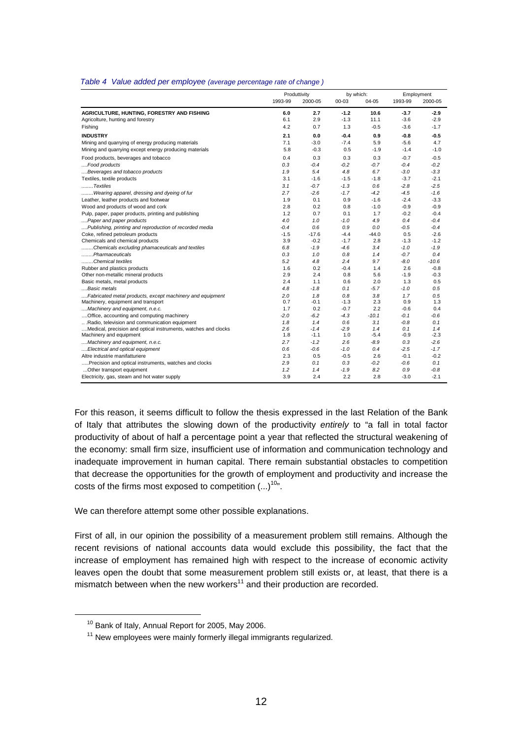*Table 4 Value added per employee (average percentage rate of change )*

| | Produttivity | | by which: | | Employment | |
|---|---|---|---|---|---|---|
| | 1993-99 | 2000-05 | 00-03 | 04-05 | 1993-99 | 2000-05 |
| **AGRICULTURE, HUNTING, FORESTRY AND FISHING** | **6.0** | **2.7** | **-1.2** | **10.6** | **-3.7** | **-2.9** |
| Agricolture, hunting and forestry | 6.1 | 2.9 | -1.3 | 11.1 | -3.6 | -2.9 |
| Fishing | 4.2 | 0.7 | 1.3 | -0.5 | -3.6 | -1.7 |
| **INDUSTRY** | **2.1** | **0.0** | **-0.4** | **0.9** | **-0.8** | **-0.5** |
| Mining and quarrying of energy producing materials | 7.1 | -3.0 | -7.4 | 5.9 | -5.6 | 4.7 |
| Mining and quarrying except energy producing materials | 5.8 | -0.3 | 0.5 | -1.9 | -1.4 | -1.0 |
| Food products, beverages and tobacco | 0.4 | 0.3 | 0.3 | 0.3 | -0.7 | -0.5 |
| *....Food products* | *0.3* | *-0.4* | *-0.2* | *-0.7* | *-0.4* | *-0.2* |
| *....Beverages and tobacco products* | *1.9* | *5.4* | *4.8* | *6.7* | *-3.0* | *-3.3* |
| Textiles, textile products | 3.1 | -1.6 | -1.5 | -1.8 | -3.7 | -2.1 |
| *........Textiles* | *3.1* | *-0.7* | *-1.3* | *0.6* | *-2.8* | *-2.5* |
| *........Wearing apparel, dressing and dyeing of fur* | *2.7* | *-2.6* | *-1.7* | *-4.2* | *-4.5* | *-1.6* |
| Leather, leather products and footwear | 1.9 | 0.1 | 0.9 | -1.6 | -2.4 | -3.3 |
| Wood and products of wood and cork | 2.8 | 0.2 | 0.8 | -1.0 | -0.9 | -0.9 |
| Pulp, paper, paper products, printing and publishing | 1.2 | 0.7 | 0.1 | 1.7 | -0.2 | -0.4 |
| *....Paper and paper products* | *4.0* | *1.0* | *-1.0* | *4.9* | *0.4* | *-0.4* |
| *....Publishing, printing and reproduction of recorded media* | *-0.4* | *0.6* | *0.9* | *0.0* | *-0.5* | *-0.4* |
| Coke, refined petroleum products | -1.5 | -17.6 | -4.4 | -44.0 | 0.5 | -2.6 |
| Chemicals and chemical products | 3.9 | -0.2 | -1.7 | 2.8 | -1.3 | -1.2 |
| *........Chemicals excluding phamaceuticals and textiles* | *6.8* | *-1.9* | *-4.6* | *3.4* | *-1.0* | *-1.9* |
| *........Pharmaceuticals* | *0.3* | *1.0* | *0.8* | *1.4* | *-0.7* | *0.4* |
| *........Chemical textiles* | *5.2* | *4.8* | *2.4* | *9.7* | *-8.0* | *-10.6* |
| Rubber and plastics products | 1.6 | 0.2 | -0.4 | 1.4 | 2.6 | -0.8 |
| Other non-metallic mineral products | 2.9 | 2.4 | 0.8 | 5.6 | -1.9 | -0.3 |
| Basic metals, metal products | 2.4 | 1.1 | 0.6 | 2.0 | 1.3 | 0.5 |
| *....Basic metals* | *4.8* | *-1.8* | *0.1* | *-5.7* | *-1.0* | *0.5* |
| *....Fabricated metal products, except machinery and equipment* | *2.0* | *1.8* | *0.8* | *3.8* | *1.7* | *0.5* |
| Machinery, equipment and transport | 0.7 | -0.1 | -1.3 | 2.3 | 0.9 | 1.3 |
| *....Machinery and equipment, n.e.c.* | *1.7* | *0.2* | *-0.7* | *2.2* | *-0.6* | *0.4* |
| *....Office, accounting and computing machinery* | *-2.0* | *-6.2* | *-4.3* | *-10.1* | *-0.1* | *-0.6* |
| *...Radio, television and communication equipment* | *1.8* | *1.4* | *0.6* | *3.1* | *-0.8* | *0.1* |
| *....Medical, precision and optical instruments, watches and clocks* | *2.6* | *-1.4* | *-2.9* | *1.4* | *0.1* | *1.4* |
| Machinery and equipment | 1.8 | -1.1 | 1.0 | -5.4 | -0.9 | -2.3 |
| *....Machinery and equipment, n.e.c.* | *2.7* | *-1.2* | *2.6* | *-8.9* | *0.3* | *-2.6* |
| *....Electrical and optical equipment* | *0.6* | *-0.6* | *-1.0* | *0.4* | *-2.5* | *-1.7* |
| Altre industrie manifatturiere | 2.3 | 0.5 | -0.5 | 2.6 | -0.1 | -0.2 |
| *.....Precision and optical instruments, watches and clocks* | *2.9* | *0.1* | *0.3* | *-0.2* | *-0.6* | *0.1* |
| *...Other transport equipment* | *1.2* | *1.4* | *-1.9* | *8.2* | *0.9* | *-0.8* |
| Electricity, gas, steam and hot water supply | 3.9 | 2.4 | 2.2 | 2.8 | -3.0 | -2.1 |

For this reason, it seems difficult to follow the thesis expressed in the last Relation of the Bank of Italy that attributes the slowing down of the productivity *entirely* to "a fall in total factor productivity of about of half a percentage point a year that reflected the structural weakening of the economy: small firm size, insufficient use of information and communication technology and inadequate improvement in human capital. There remain substantial obstacles to competition that decrease the opportunities for the growth of employment and productivity and increase the costs of the firms most exposed to competition (...)[10]".

We can therefore attempt some other possible explanations.

First of all, in our opinion the possibility of a measurement problem still remains. Although the recent revisions of national accounts data would exclude this possibility, the fact that the increase of employment has remained high with respect to the increase of economic activity leaves open the doubt that some measurement problem still exists or, at least, that there is a mismatch between when the new workers[11] and their production are recorded.

[10] Bank of Italy, Annual Report for 2005, May 2006.

[11] New employees were mainly formerly illegal immigrants regularized.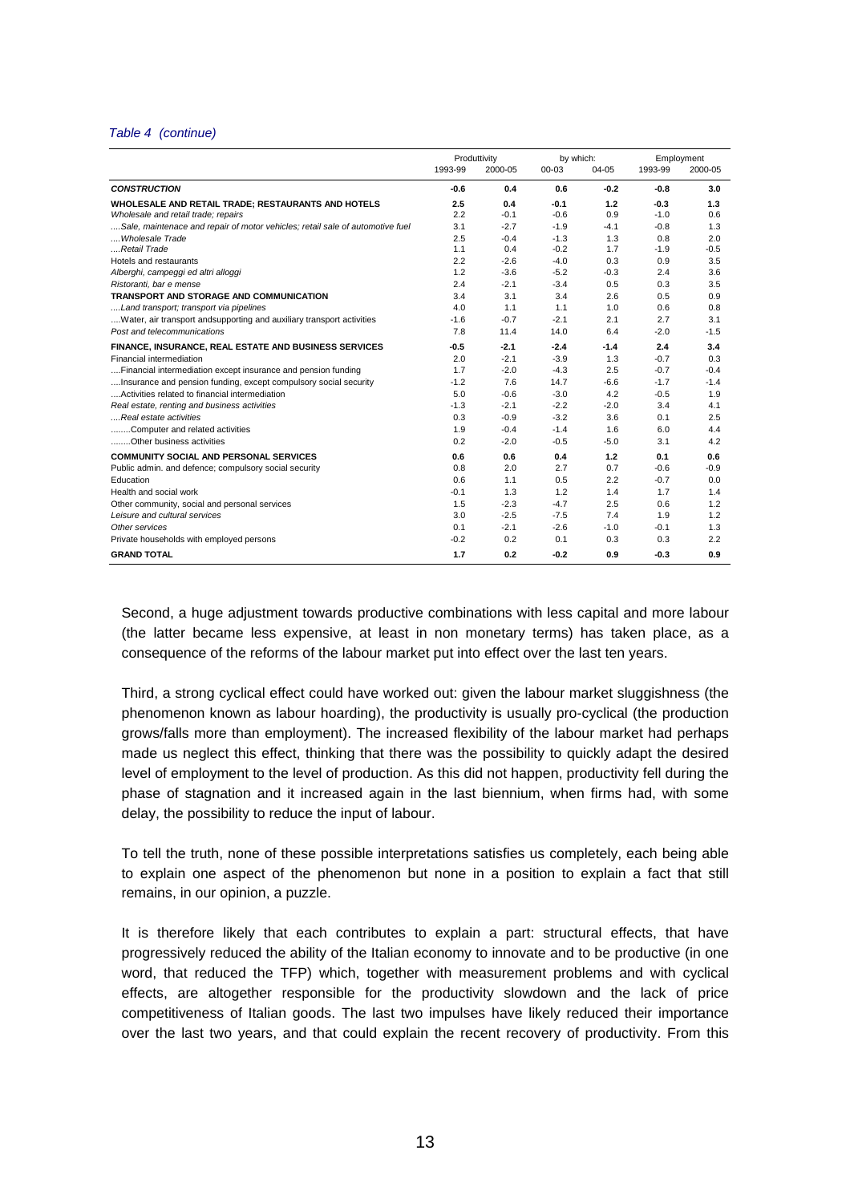*Table 4 (continue)*

| | Produttivity | | by which: | | Employment | |
|---|---|---|---|---|---|---|
| | 1993-99 | 2000-05 | 00-03 | 04-05 | 1993-99 | 2000-05 |
| ***CONSTRUCTION*** | **-0.6** | **0.4** | **0.6** | **-0.2** | **-0.8** | **3.0** |
| **WHOLESALE AND RETAIL TRADE; RESTAURANTS AND HOTELS** | **2.5** | **0.4** | **-0.1** | **1.2** | **-0.3** | **1.3** |
| *Wholesale and retail trade; repairs* | 2.2 | -0.1 | -0.6 | 0.9 | -1.0 | 0.6 |
| *....Sale, maintenace and repair of motor vehicles; retail sale of automotive fuel* | 3.1 | -2.7 | -1.9 | -4.1 | -0.8 | 1.3 |
| *....Wholesale Trade* | 2.5 | -0.4 | -1.3 | 1.3 | 0.8 | 2.0 |
| *....Retail Trade* | 1.1 | 0.4 | -0.2 | 1.7 | -1.9 | -0.5 |
| Hotels and restaurants | 2.2 | -2.6 | -4.0 | 0.3 | 0.9 | 3.5 |
| *Alberghi, campeggi ed altri alloggi* | 1.2 | -3.6 | -5.2 | -0.3 | 2.4 | 3.6 |
| *Ristoranti, bar e mense* | 2.4 | -2.1 | -3.4 | 0.5 | 0.3 | 3.5 |
| **TRANSPORT AND STORAGE AND COMMUNICATION** | 3.4 | 3.1 | 3.4 | 2.6 | 0.5 | 0.9 |
| *....Land transport; transport via pipelines* | 4.0 | 1.1 | 1.1 | 1.0 | 0.6 | 0.8 |
| ....Water, air transport andsupporting and auxiliary transport activities | -1.6 | -0.7 | -2.1 | 2.1 | 2.7 | 3.1 |
| *Post and telecommunications* | 7.8 | 11.4 | 14.0 | 6.4 | -2.0 | -1.5 |
| **FINANCE, INSURANCE, REAL ESTATE AND BUSINESS SERVICES** | **-0.5** | **-2.1** | **-2.4** | **-1.4** | **2.4** | **3.4** |
| Financial intermediation | 2.0 | -2.1 | -3.9 | 1.3 | -0.7 | 0.3 |
| ....Financial intermediation except insurance and pension funding | 1.7 | -2.0 | -4.3 | 2.5 | -0.7 | -0.4 |
| ....Insurance and pension funding, except compulsory social security | -1.2 | 7.6 | 14.7 | -6.6 | -1.7 | -1.4 |
| ....Activities related to financial intermediation | 5.0 | -0.6 | -3.0 | 4.2 | -0.5 | 1.9 |
| *Real estate, renting and business activities* | -1.3 | -2.1 | -2.2 | -2.0 | 3.4 | 4.1 |
| *....Real estate activities* | 0.3 | -0.9 | -3.2 | 3.6 | 0.1 | 2.5 |
| ........Computer and related activities | 1.9 | -0.4 | -1.4 | 1.6 | 6.0 | 4.4 |
| ........Other business activities | 0.2 | -2.0 | -0.5 | -5.0 | 3.1 | 4.2 |
| **COMMUNITY SOCIAL AND PERSONAL SERVICES** | **0.6** | **0.6** | **0.4** | **1.2** | **0.1** | **0.6** |
| Public admin. and defence; compulsory social security | 0.8 | 2.0 | 2.7 | 0.7 | -0.6 | -0.9 |
| Education | 0.6 | 1.1 | 0.5 | 2.2 | -0.7 | 0.0 |
| Health and social work | -0.1 | 1.3 | 1.2 | 1.4 | 1.7 | 1.4 |
| Other community, social and personal services | 1.5 | -2.3 | -4.7 | 2.5 | 0.6 | 1.2 |
| *Leisure and cultural services* | 3.0 | -2.5 | -7.5 | 7.4 | 1.9 | 1.2 |
| *Other services* | 0.1 | -2.1 | -2.6 | -1.0 | -0.1 | 1.3 |
| Private households with employed persons | -0.2 | 0.2 | 0.1 | 0.3 | 0.3 | 2.2 |
| **GRAND TOTAL** | **1.7** | **0.2** | **-0.2** | **0.9** | **-0.3** | **0.9** |

Second, a huge adjustment towards productive combinations with less capital and more labour (the latter became less expensive, at least in non monetary terms) has taken place, as a consequence of the reforms of the labour market put into effect over the last ten years.

Third, a strong cyclical effect could have worked out: given the labour market sluggishness (the phenomenon known as labour hoarding), the productivity is usually pro-cyclical (the production grows/falls more than employment). The increased flexibility of the labour market had perhaps made us neglect this effect, thinking that there was the possibility to quickly adapt the desired level of employment to the level of production. As this did not happen, productivity fell during the phase of stagnation and it increased again in the last biennium, when firms had, with some delay, the possibility to reduce the input of labour.

To tell the truth, none of these possible interpretations satisfies us completely, each being able to explain one aspect of the phenomenon but none in a position to explain a fact that still remains, in our opinion, a puzzle.

It is therefore likely that each contributes to explain a part: structural effects, that have progressively reduced the ability of the Italian economy to innovate and to be productive (in one word, that reduced the TFP) which, together with measurement problems and with cyclical effects, are altogether responsible for the productivity slowdown and the lack of price competitiveness of Italian goods. The last two impulses have likely reduced their importance over the last two years, and that could explain the recent recovery of productivity. From this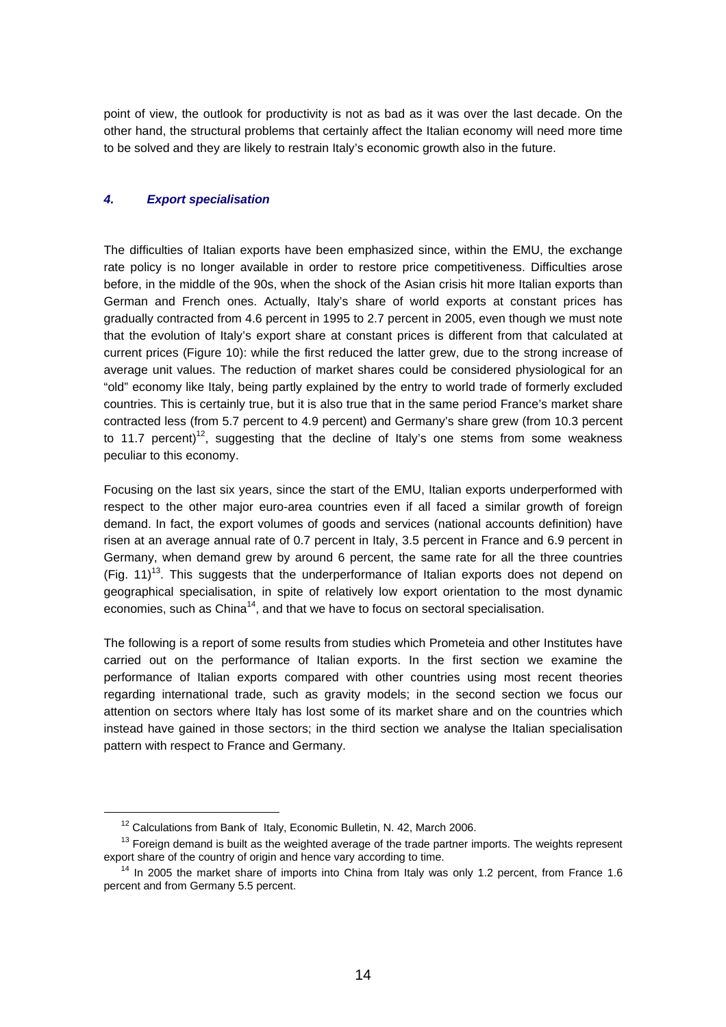point of view, the outlook for productivity is not as bad as it was over the last decade. On the other hand, the structural problems that certainly affect the Italian economy will need more time to be solved and they are likely to restrain Italy's economic growth also in the future.

## *4. Export specialisation*

The difficulties of Italian exports have been emphasized since, within the EMU, the exchange rate policy is no longer available in order to restore price competitiveness. Difficulties arose before, in the middle of the 90s, when the shock of the Asian crisis hit more Italian exports than German and French ones. Actually, Italy's share of world exports at constant prices has gradually contracted from 4.6 percent in 1995 to 2.7 percent in 2005, even though we must note that the evolution of Italy's export share at constant prices is different from that calculated at current prices (Figure 10): while the first reduced the latter grew, due to the strong increase of average unit values. The reduction of market shares could be considered physiological for an "old" economy like Italy, being partly explained by the entry to world trade of formerly excluded countries. This is certainly true, but it is also true that in the same period France's market share contracted less (from 5.7 percent to 4.9 percent) and Germany's share grew (from 10.3 percent to 11.7 percent)[12], suggesting that the decline of Italy's one stems from some weakness peculiar to this economy.

Focusing on the last six years, since the start of the EMU, Italian exports underperformed with respect to the other major euro-area countries even if all faced a similar growth of foreign demand. In fact, the export volumes of goods and services (national accounts definition) have risen at an average annual rate of 0.7 percent in Italy, 3.5 percent in France and 6.9 percent in Germany, when demand grew by around 6 percent, the same rate for all the three countries (Fig. 11)[13]. This suggests that the underperformance of Italian exports does not depend on geographical specialisation, in spite of relatively low export orientation to the most dynamic economies, such as China[14], and that we have to focus on sectoral specialisation.

The following is a report of some results from studies which Prometeia and other Institutes have carried out on the performance of Italian exports. In the first section we examine the performance of Italian exports compared with other countries using most recent theories regarding international trade, such as gravity models; in the second section we focus our attention on sectors where Italy has lost some of its market share and on the countries which instead have gained in those sectors; in the third section we analyse the Italian specialisation pattern with respect to France and Germany.

---

[12] Calculations from Bank of Italy, Economic Bulletin, N. 42, March 2006.

[13] Foreign demand is built as the weighted average of the trade partner imports. The weights represent export share of the country of origin and hence vary according to time.

[14] In 2005 the market share of imports into China from Italy was only 1.2 percent, from France 1.6 percent and from Germany 5.5 percent.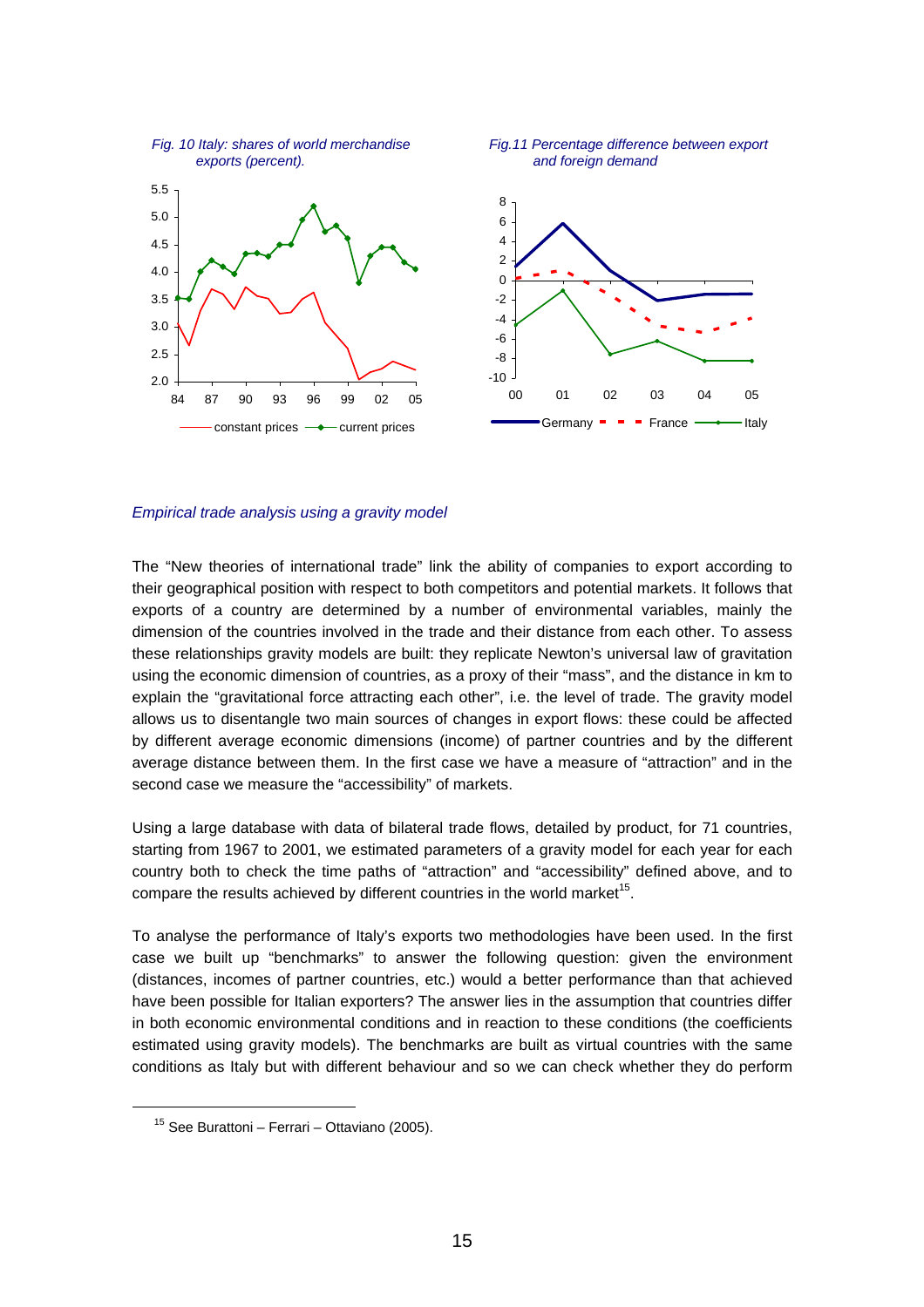*Fig. 10 Italy: shares of world merchandise exports (percent).*

*Fig.11 Percentage difference between export and foreign demand*

*Empirical trade analysis using a gravity model*

The "New theories of international trade" link the ability of companies to export according to their geographical position with respect to both competitors and potential markets. It follows that exports of a country are determined by a number of environmental variables, mainly the dimension of the countries involved in the trade and their distance from each other. To assess these relationships gravity models are built: they replicate Newton's universal law of gravitation using the economic dimension of countries, as a proxy of their "mass", and the distance in km to explain the "gravitational force attracting each other", i.e. the level of trade. The gravity model allows us to disentangle two main sources of changes in export flows: these could be affected by different average economic dimensions (income) of partner countries and by the different average distance between them. In the first case we have a measure of "attraction" and in the second case we measure the "accessibility" of markets.

Using a large database with data of bilateral trade flows, detailed by product, for 71 countries, starting from 1967 to 2001, we estimated parameters of a gravity model for each year for each country both to check the time paths of "attraction" and "accessibility" defined above, and to compare the results achieved by different countries in the world market[15].

To analyse the performance of Italy's exports two methodologies have been used. In the first case we built up "benchmarks" to answer the following question: given the environment (distances, incomes of partner countries, etc.) would a better performance than that achieved have been possible for Italian exporters? The answer lies in the assumption that countries differ in both economic environmental conditions and in reaction to these conditions (the coefficients estimated using gravity models). The benchmarks are built as virtual countries with the same conditions as Italy but with different behaviour and so we can check whether they do perform

[15] See Burattoni – Ferrari – Ottaviano (2005).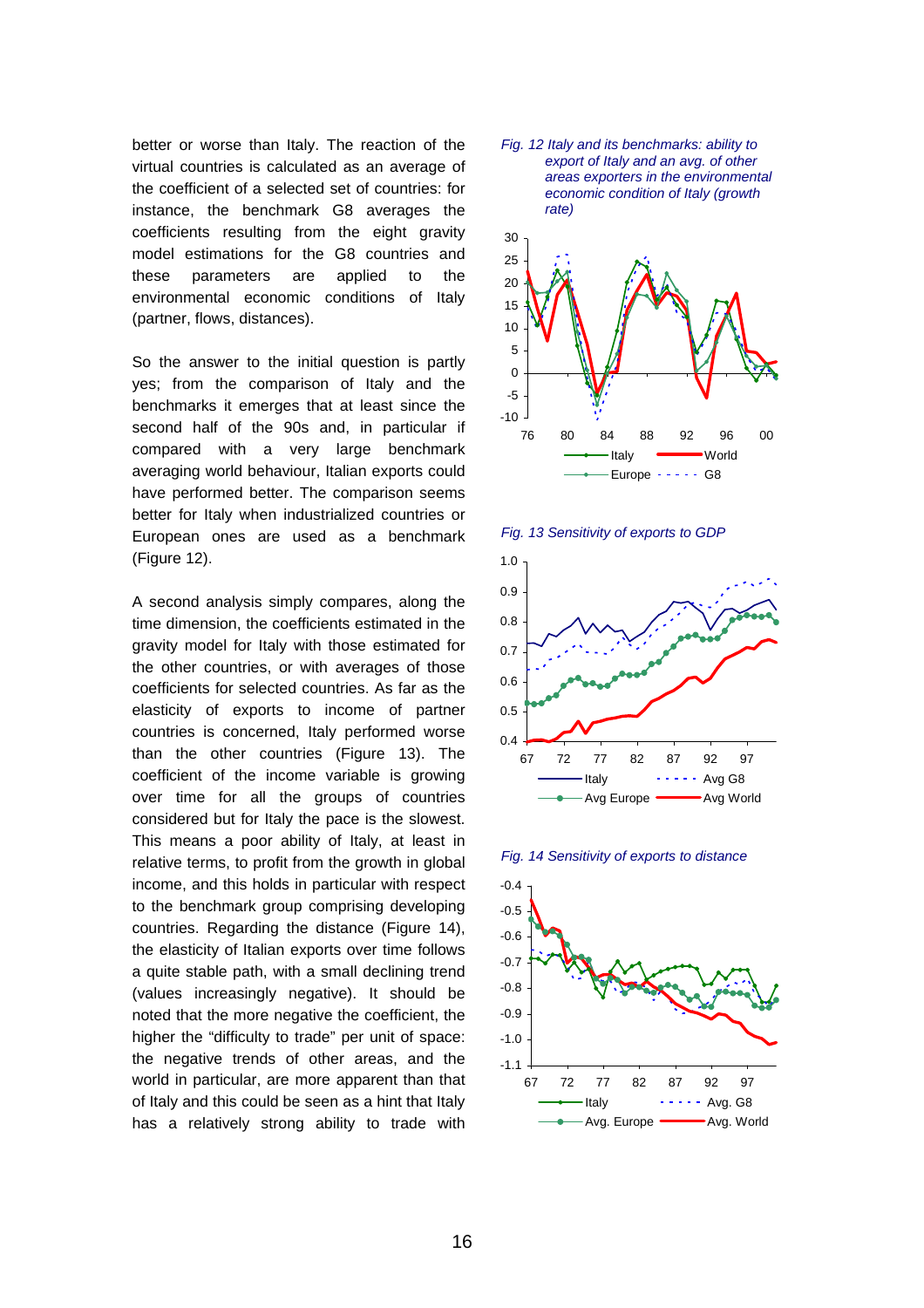better or worse than Italy. The reaction of the virtual countries is calculated as an average of the coefficient of a selected set of countries: for instance, the benchmark G8 averages the coefficients resulting from the eight gravity model estimations for the G8 countries and these parameters are applied to the environmental economic conditions of Italy (partner, flows, distances).

So the answer to the initial question is partly yes; from the comparison of Italy and the benchmarks it emerges that at least since the second half of the 90s and, in particular if compared with a very large benchmark averaging world behaviour, Italian exports could have performed better. The comparison seems better for Italy when industrialized countries or European ones are used as a benchmark (Figure 12).

A second analysis simply compares, along the time dimension, the coefficients estimated in the gravity model for Italy with those estimated for the other countries, or with averages of those coefficients for selected countries. As far as the elasticity of exports to income of partner countries is concerned, Italy performed worse than the other countries (Figure 13). The coefficient of the income variable is growing over time for all the groups of countries considered but for Italy the pace is the slowest. This means a poor ability of Italy, at least in relative terms, to profit from the growth in global income, and this holds in particular with respect to the benchmark group comprising developing countries. Regarding the distance (Figure 14), the elasticity of Italian exports over time follows a quite stable path, with a small declining trend (values increasingly negative). It should be noted that the more negative the coefficient, the higher the "difficulty to trade" per unit of space: the negative trends of other areas, and the world in particular, are more apparent than that of Italy and this could be seen as a hint that Italy has a relatively strong ability to trade with

*Fig. 12 Italy and its benchmarks: ability to export of Italy and an avg. of other areas exporters in the environmental economic condition of Italy (growth rate)*

*Fig. 13 Sensitivity of exports to GDP*

*Fig. 14 Sensitivity of exports to distance*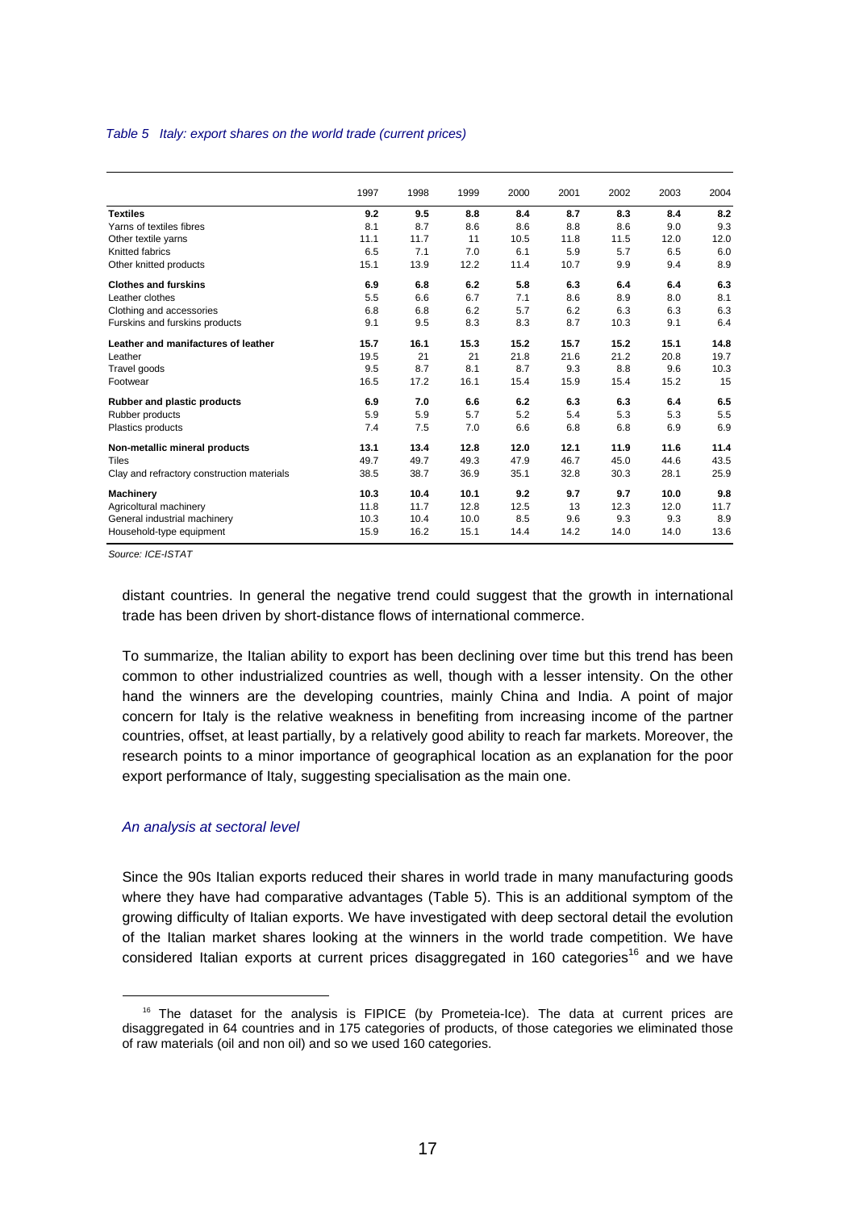*Table 5 Italy: export shares on the world trade (current prices)*

| | 1997 | 1998 | 1999 | 2000 | 2001 | 2002 | 2003 | 2004 |
|---|---|---|---|---|---|---|---|---|
| **Textiles** | **9.2** | **9.5** | **8.8** | **8.4** | **8.7** | **8.3** | **8.4** | **8.2** |
| Yarns of textiles fibres | 8.1 | 8.7 | 8.6 | 8.6 | 8.8 | 8.6 | 9.0 | 9.3 |
| Other textile yarns | 11.1 | 11.7 | 11 | 10.5 | 11.8 | 11.5 | 12.0 | 12.0 |
| Knitted fabrics | 6.5 | 7.1 | 7.0 | 6.1 | 5.9 | 5.7 | 6.5 | 6.0 |
| Other knitted products | 15.1 | 13.9 | 12.2 | 11.4 | 10.7 | 9.9 | 9.4 | 8.9 |
| **Clothes and furskins** | **6.9** | **6.8** | **6.2** | **5.8** | **6.3** | **6.4** | **6.4** | **6.3** |
| Leather clothes | 5.5 | 6.6 | 6.7 | 7.1 | 8.6 | 8.9 | 8.0 | 8.1 |
| Clothing and accessories | 6.8 | 6.8 | 6.2 | 5.7 | 6.2 | 6.3 | 6.3 | 6.3 |
| Furskins and furskins products | 9.1 | 9.5 | 8.3 | 8.3 | 8.7 | 10.3 | 9.1 | 6.4 |
| **Leather and manifactures of leather** | **15.7** | **16.1** | **15.3** | **15.2** | **15.7** | **15.2** | **15.1** | **14.8** |
| Leather | 19.5 | 21 | 21 | 21.8 | 21.6 | 21.2 | 20.8 | 19.7 |
| Travel goods | 9.5 | 8.7 | 8.1 | 8.7 | 9.3 | 8.8 | 9.6 | 10.3 |
| Footwear | 16.5 | 17.2 | 16.1 | 15.4 | 15.9 | 15.4 | 15.2 | 15 |
| **Rubber and plastic products** | **6.9** | **7.0** | **6.6** | **6.2** | **6.3** | **6.3** | **6.4** | **6.5** |
| Rubber products | 5.9 | 5.9 | 5.7 | 5.2 | 5.4 | 5.3 | 5.3 | 5.5 |
| Plastics products | 7.4 | 7.5 | 7.0 | 6.6 | 6.8 | 6.8 | 6.9 | 6.9 |
| **Non-metallic mineral products** | **13.1** | **13.4** | **12.8** | **12.0** | **12.1** | **11.9** | **11.6** | **11.4** |
| Tiles | 49.7 | 49.7 | 49.3 | 47.9 | 46.7 | 45.0 | 44.6 | 43.5 |
| Clay and refractory construction materials | 38.5 | 38.7 | 36.9 | 35.1 | 32.8 | 30.3 | 28.1 | 25.9 |
| **Machinery** | **10.3** | **10.4** | **10.1** | **9.2** | **9.7** | **9.7** | **10.0** | **9.8** |
| Agricoltural machinery | 11.8 | 11.7 | 12.8 | 12.5 | 13 | 12.3 | 12.0 | 11.7 |
| General industrial machinery | 10.3 | 10.4 | 10.0 | 8.5 | 9.6 | 9.3 | 9.3 | 8.9 |
| Household-type equipment | 15.9 | 16.2 | 15.1 | 14.4 | 14.2 | 14.0 | 14.0 | 13.6 |

*Source: ICE-ISTAT*

distant countries. In general the negative trend could suggest that the growth in international trade has been driven by short-distance flows of international commerce.

To summarize, the Italian ability to export has been declining over time but this trend has been common to other industrialized countries as well, though with a lesser intensity. On the other hand the winners are the developing countries, mainly China and India. A point of major concern for Italy is the relative weakness in benefiting from increasing income of the partner countries, offset, at least partially, by a relatively good ability to reach far markets. Moreover, the research points to a minor importance of geographical location as an explanation for the poor export performance of Italy, suggesting specialisation as the main one.

### *An analysis at sectoral level*

Since the 90s Italian exports reduced their shares in world trade in many manufacturing goods where they have had comparative advantages (Table 5). This is an additional symptom of the growing difficulty of Italian exports. We have investigated with deep sectoral detail the evolution of the Italian market shares looking at the winners in the world trade competition. We have considered Italian exports at current prices disaggregated in 160 categories[16] and we have

[16] The dataset for the analysis is FIPICE (by Prometeia-Ice). The data at current prices are disaggregated in 64 countries and in 175 categories of products, of those categories we eliminated those of raw materials (oil and non oil) and so we used 160 categories.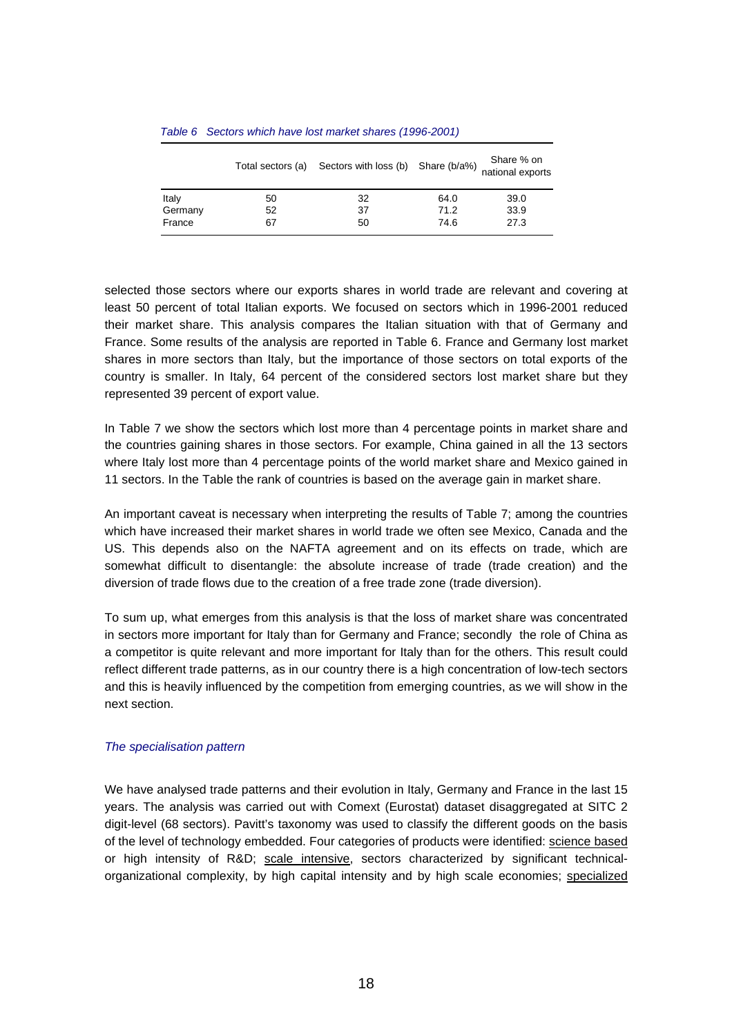*Table 6 Sectors which have lost market shares (1996-2001)*

| | Total sectors (a) | Sectors with loss (b) | Share (b/a%) | Share % on national exports |
|---|---|---|---|---|
| Italy | 50 | 32 | 64.0 | 39.0 |
| Germany | 52 | 37 | 71.2 | 33.9 |
| France | 67 | 50 | 74.6 | 27.3 |

selected those sectors where our exports shares in world trade are relevant and covering at least 50 percent of total Italian exports. We focused on sectors which in 1996-2001 reduced their market share. This analysis compares the Italian situation with that of Germany and France. Some results of the analysis are reported in Table 6. France and Germany lost market shares in more sectors than Italy, but the importance of those sectors on total exports of the country is smaller. In Italy, 64 percent of the considered sectors lost market share but they represented 39 percent of export value.

In Table 7 we show the sectors which lost more than 4 percentage points in market share and the countries gaining shares in those sectors. For example, China gained in all the 13 sectors where Italy lost more than 4 percentage points of the world market share and Mexico gained in 11 sectors. In the Table the rank of countries is based on the average gain in market share.

An important caveat is necessary when interpreting the results of Table 7; among the countries which have increased their market shares in world trade we often see Mexico, Canada and the US. This depends also on the NAFTA agreement and on its effects on trade, which are somewhat difficult to disentangle: the absolute increase of trade (trade creation) and the diversion of trade flows due to the creation of a free trade zone (trade diversion).

To sum up, what emerges from this analysis is that the loss of market share was concentrated in sectors more important for Italy than for Germany and France; secondly the role of China as a competitor is quite relevant and more important for Italy than for the others. This result could reflect different trade patterns, as in our country there is a high concentration of low-tech sectors and this is heavily influenced by the competition from emerging countries, as we will show in the next section.

### *The specialisation pattern*

We have analysed trade patterns and their evolution in Italy, Germany and France in the last 15 years. The analysis was carried out with Comext (Eurostat) dataset disaggregated at SITC 2 digit-level (68 sectors). Pavitt's taxonomy was used to classify the different goods on the basis of the level of technology embedded. Four categories of products were identified: science based or high intensity of R&D; scale intensive, sectors characterized by significant technical-organizational complexity, by high capital intensity and by high scale economies; specialized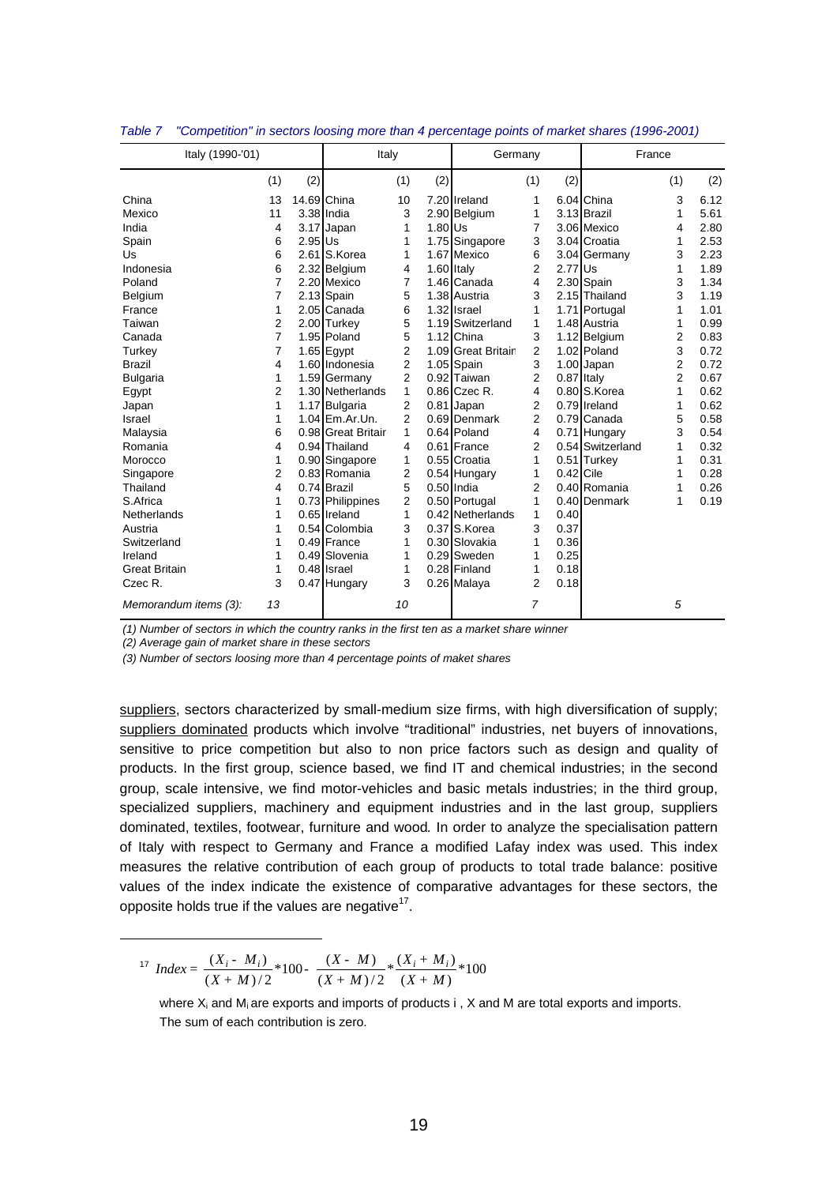*Table 7 "Competition" in sectors loosing more than 4 percentage points of market shares (1996-2001)*

| Italy (1990-'01) | | | Italy | | | Germany | | | France | | |
|---|---|---|---|---|---|---|---|---|---|---|---|
| | (1) | (2) | | (1) | (2) | | (1) | (2) | | (1) | (2) |
| China | 13 | 14.69 | China | 10 | 7.20 | Ireland | 1 | 6.04 | China | 3 | 6.12 |
| Mexico | 11 | 3.38 | India | 3 | 2.90 | Belgium | 1 | 3.13 | Brazil | 1 | 5.61 |
| India | 4 | 3.17 | Japan | 1 | 1.80 | Us | 7 | 3.06 | Mexico | 4 | 2.80 |
| Spain | 6 | 2.95 | Us | 1 | 1.75 | Singapore | 3 | 3.04 | Croatia | 1 | 2.53 |
| Us | 6 | 2.61 | S.Korea | 1 | 1.67 | Mexico | 6 | 3.04 | Germany | 3 | 2.23 |
| Indonesia | 6 | 2.32 | Belgium | 4 | 1.60 | Italy | 2 | 2.77 | Us | 1 | 1.89 |
| Poland | 7 | 2.20 | Mexico | 7 | 1.46 | Canada | 4 | 2.30 | Spain | 3 | 1.34 |
| Belgium | 7 | 2.13 | Spain | 5 | 1.38 | Austria | 3 | 2.15 | Thailand | 3 | 1.19 |
| France | 1 | 2.05 | Canada | 6 | 1.32 | Israel | 1 | 1.71 | Portugal | 1 | 1.01 |
| Taiwan | 2 | 2.00 | Turkey | 5 | 1.19 | Switzerland | 1 | 1.48 | Austria | 1 | 0.99 |
| Canada | 7 | 1.95 | Poland | 5 | 1.12 | China | 3 | 1.12 | Belgium | 2 | 0.83 |
| Turkey | 7 | 1.65 | Egypt | 2 | 1.09 | Great Britain | 2 | 1.02 | Poland | 3 | 0.72 |
| Brazil | 4 | 1.60 | Indonesia | 2 | 1.05 | Spain | 3 | 1.00 | Japan | 2 | 0.72 |
| Bulgaria | 1 | 1.59 | Germany | 2 | 0.92 | Taiwan | 2 | 0.87 | Italy | 2 | 0.67 |
| Egypt | 2 | 1.30 | Netherlands | 1 | 0.86 | Czec R. | 4 | 0.80 | S.Korea | 1 | 0.62 |
| Japan | 1 | 1.17 | Bulgaria | 2 | 0.81 | Japan | 2 | 0.79 | Ireland | 1 | 0.62 |
| Israel | 1 | 1.04 | Em.Ar.Un. | 2 | 0.69 | Denmark | 2 | 0.79 | Canada | 5 | 0.58 |
| Malaysia | 6 | 0.98 | Great Britain | 1 | 0.64 | Poland | 4 | 0.71 | Hungary | 3 | 0.54 |
| Romania | 4 | 0.94 | Thailand | 4 | 0.61 | France | 2 | 0.54 | Switzerland | 1 | 0.32 |
| Morocco | 1 | 0.90 | Singapore | 1 | 0.55 | Croatia | 1 | 0.51 | Turkey | 1 | 0.31 |
| Singapore | 2 | 0.83 | Romania | 2 | 0.54 | Hungary | 1 | 0.42 | Cile | 1 | 0.28 |
| Thailand | 4 | 0.74 | Brazil | 5 | 0.50 | India | 2 | 0.40 | Romania | 1 | 0.26 |
| S.Africa | 1 | 0.73 | Philippines | 2 | 0.50 | Portugal | 1 | 0.40 | Denmark | 1 | 0.19 |
| Netherlands | 1 | 0.65 | Ireland | 1 | 0.42 | Netherlands | 1 | 0.40 | | | |
| Austria | 1 | 0.54 | Colombia | 3 | 0.37 | S.Korea | 3 | 0.37 | | | |
| Switzerland | 1 | 0.49 | France | 1 | 0.30 | Slovakia | 1 | 0.36 | | | |
| Ireland | 1 | 0.49 | Slovenia | 1 | 0.29 | Sweden | 1 | 0.25 | | | |
| Great Britain | 1 | 0.48 | Israel | 1 | 0.28 | Finland | 1 | 0.18 | | | |
| Czec R. | 3 | 0.47 | Hungary | 3 | 0.26 | Malaya | 2 | 0.18 | | | |
| *Memorandum items (3):* | *13* | | | *10* | | | *7* | | | *5* | |

*(1) Number of sectors in which the country ranks in the first ten as a market share winner*

*(2) Average gain of market share in these sectors*

*(3) Number of sectors loosing more than 4 percentage points of maket shares*

suppliers, sectors characterized by small-medium size firms, with high diversification of supply; suppliers dominated products which involve "traditional" industries, net buyers of innovations, sensitive to price competition but also to non price factors such as design and quality of products. In the first group, science based, we find IT and chemical industries; in the second group, scale intensive, we find motor-vehicles and basic metals industries; in the third group, specialized suppliers, machinery and equipment industries and in the last group, suppliers dominated, textiles, footwear, furniture and wood*.* In order to analyze the specialisation pattern of Italy with respect to Germany and France a modified Lafay index was used. This index measures the relative contribution of each group of products to total trade balance: positive values of the index indicate the existence of comparative advantages for these sectors, the opposite holds true if the values are negative[17].

[17] $Index = \frac{(X_i - M_i)}{(X + M)/2} * 100 - \frac{(X - M)}{(X + M)/2} * \frac{(X_i + M_i)}{(X + M)} * 100$

where $X_i$ and $M_i$ are exports and imports of products i , X and M are total exports and imports. The sum of each contribution is zero.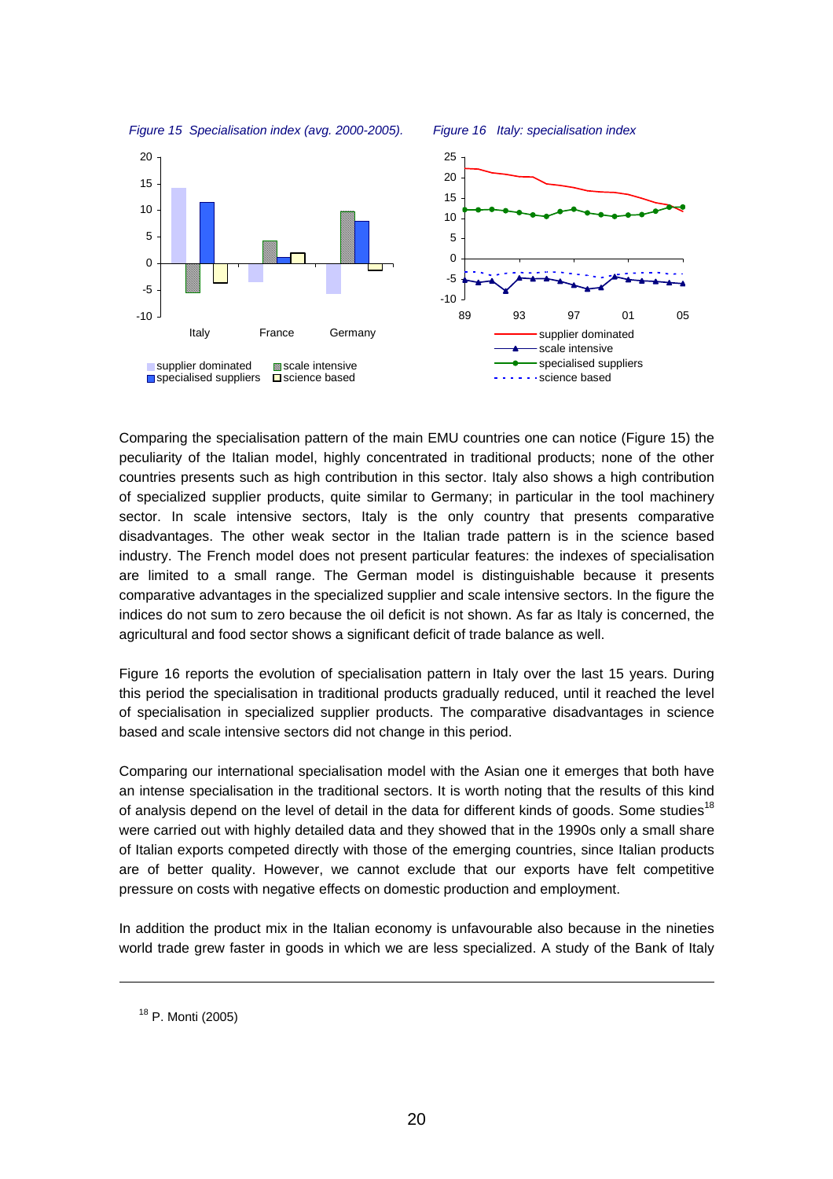*Figure 15 Specialisation index (avg. 2000-2005).*

*Figure 16 Italy: specialisation index*

Comparing the specialisation pattern of the main EMU countries one can notice (Figure 15) the peculiarity of the Italian model, highly concentrated in traditional products; none of the other countries presents such as high contribution in this sector. Italy also shows a high contribution of specialized supplier products, quite similar to Germany; in particular in the tool machinery sector. In scale intensive sectors, Italy is the only country that presents comparative disadvantages. The other weak sector in the Italian trade pattern is in the science based industry. The French model does not present particular features: the indexes of specialisation are limited to a small range. The German model is distinguishable because it presents comparative advantages in the specialized supplier and scale intensive sectors. In the figure the indices do not sum to zero because the oil deficit is not shown. As far as Italy is concerned, the agricultural and food sector shows a significant deficit of trade balance as well.

Figure 16 reports the evolution of specialisation pattern in Italy over the last 15 years. During this period the specialisation in traditional products gradually reduced, until it reached the level of specialisation in specialized supplier products. The comparative disadvantages in science based and scale intensive sectors did not change in this period.

Comparing our international specialisation model with the Asian one it emerges that both have an intense specialisation in the traditional sectors. It is worth noting that the results of this kind of analysis depend on the level of detail in the data for different kinds of goods. Some studies[18] were carried out with highly detailed data and they showed that in the 1990s only a small share of Italian exports competed directly with those of the emerging countries, since Italian products are of better quality. However, we cannot exclude that our exports have felt competitive pressure on costs with negative effects on domestic production and employment.

In addition the product mix in the Italian economy is unfavourable also because in the nineties world trade grew faster in goods in which we are less specialized. A study of the Bank of Italy

---

[18] P. Monti (2005)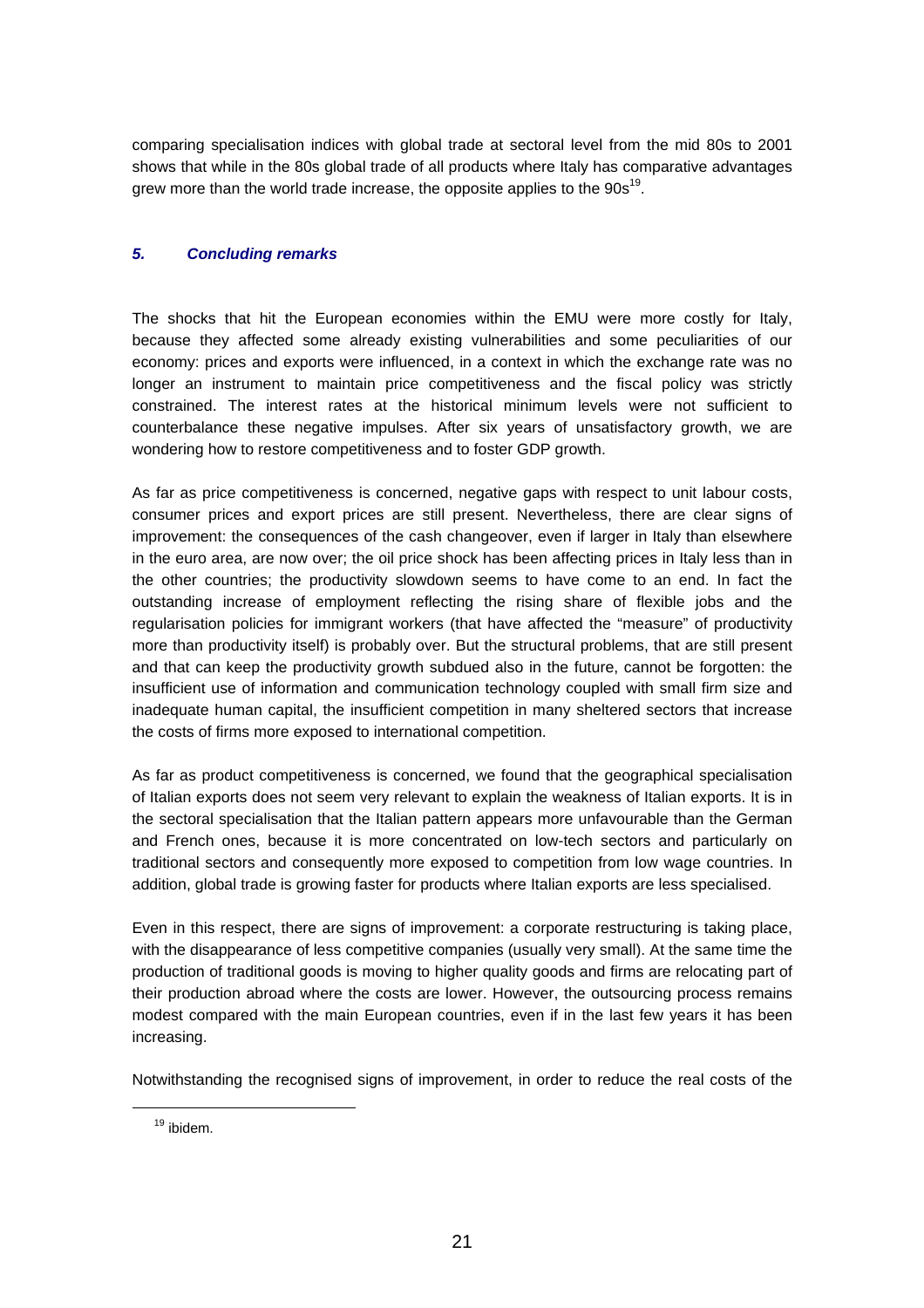comparing specialisation indices with global trade at sectoral level from the mid 80s to 2001 shows that while in the 80s global trade of all products where Italy has comparative advantages grew more than the world trade increase, the opposite applies to the 90s[19].

## *5. Concluding remarks*

The shocks that hit the European economies within the EMU were more costly for Italy, because they affected some already existing vulnerabilities and some peculiarities of our economy: prices and exports were influenced, in a context in which the exchange rate was no longer an instrument to maintain price competitiveness and the fiscal policy was strictly constrained. The interest rates at the historical minimum levels were not sufficient to counterbalance these negative impulses. After six years of unsatisfactory growth, we are wondering how to restore competitiveness and to foster GDP growth.

As far as price competitiveness is concerned, negative gaps with respect to unit labour costs, consumer prices and export prices are still present. Nevertheless, there are clear signs of improvement: the consequences of the cash changeover, even if larger in Italy than elsewhere in the euro area, are now over; the oil price shock has been affecting prices in Italy less than in the other countries; the productivity slowdown seems to have come to an end. In fact the outstanding increase of employment reflecting the rising share of flexible jobs and the regularisation policies for immigrant workers (that have affected the "measure" of productivity more than productivity itself) is probably over. But the structural problems, that are still present and that can keep the productivity growth subdued also in the future, cannot be forgotten: the insufficient use of information and communication technology coupled with small firm size and inadequate human capital, the insufficient competition in many sheltered sectors that increase the costs of firms more exposed to international competition.

As far as product competitiveness is concerned, we found that the geographical specialisation of Italian exports does not seem very relevant to explain the weakness of Italian exports. It is in the sectoral specialisation that the Italian pattern appears more unfavourable than the German and French ones, because it is more concentrated on low-tech sectors and particularly on traditional sectors and consequently more exposed to competition from low wage countries. In addition, global trade is growing faster for products where Italian exports are less specialised.

Even in this respect, there are signs of improvement: a corporate restructuring is taking place, with the disappearance of less competitive companies (usually very small). At the same time the production of traditional goods is moving to higher quality goods and firms are relocating part of their production abroad where the costs are lower. However, the outsourcing process remains modest compared with the main European countries, even if in the last few years it has been increasing.

Notwithstanding the recognised signs of improvement, in order to reduce the real costs of the

[19] ibidem.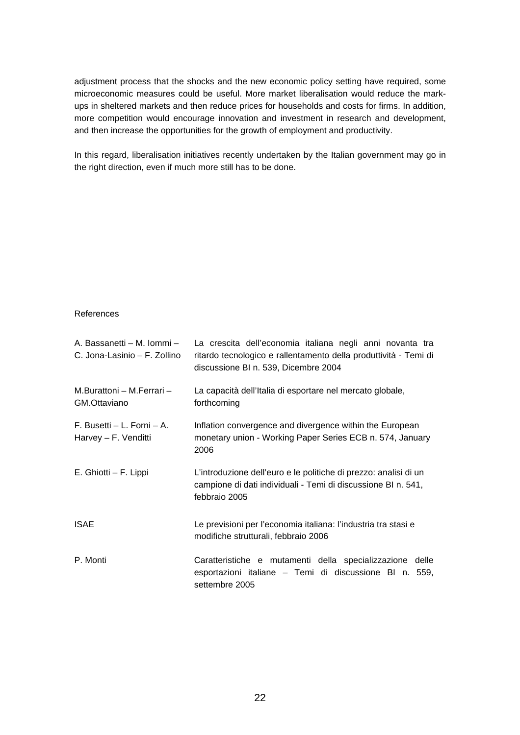adjustment process that the shocks and the new economic policy setting have required, some microeconomic measures could be useful. More market liberalisation would reduce the mark-ups in sheltered markets and then reduce prices for households and costs for firms. In addition, more competition would encourage innovation and investment in research and development, and then increase the opportunities for the growth of employment and productivity.

In this regard, liberalisation initiatives recently undertaken by the Italian government may go in the right direction, even if much more still has to be done.

References

| | |
|---|---|
| A. Bassanetti – M. Iommi – C. Jona-Lasinio – F. Zollino | La crescita dell'economia italiana negli anni novanta tra ritardo tecnologico e rallentamento della produttività - Temi di discussione BI n. 539, Dicembre 2004 |
| M.Burattoni – M.Ferrari – GM.Ottaviano | La capacità dell'Italia di esportare nel mercato globale, forthcoming |
| F. Busetti – L. Forni – A. Harvey – F. Venditti | Inflation convergence and divergence within the European monetary union - Working Paper Series ECB n. 574, January 2006 |
| E. Ghiotti – F. Lippi | L'introduzione dell'euro e le politiche di prezzo: analisi di un campione di dati individuali - Temi di discussione BI n. 541, febbraio 2005 |
| ISAE | Le previsioni per l'economia italiana: l'industria tra stasi e modifiche strutturali, febbraio 2006 |
| P. Monti | Caratteristiche e mutamenti della specializzazione delle esportazioni italiane – Temi di discussione BI n. 559, settembre 2005 |